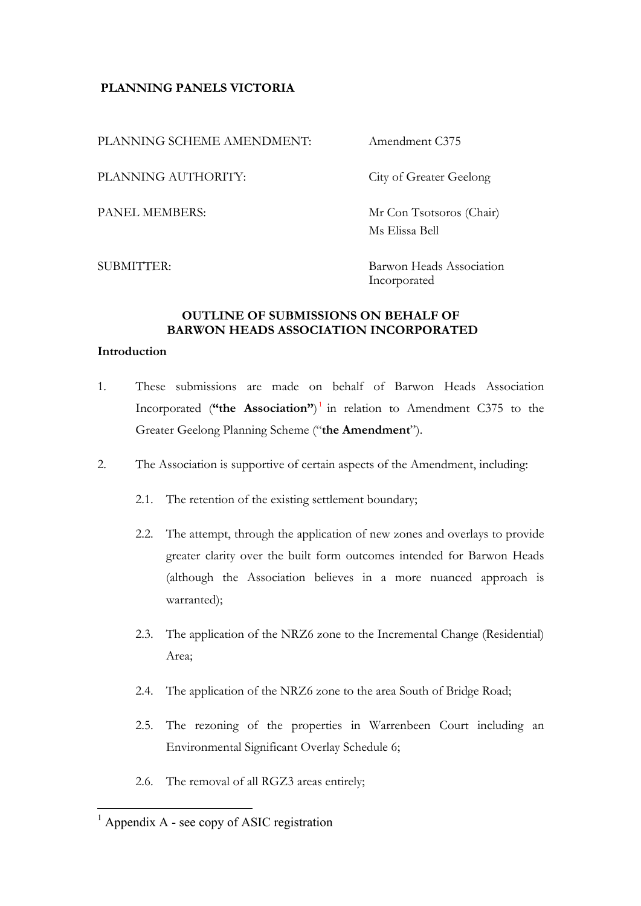**PLANNING PANELS VICTORIA**

| | |
|---|---|
| PLANNING SCHEME AMENDMENT: | Amendment C375 |
| PLANNING AUTHORITY: | City of Greater Geelong |
| PANEL MEMBERS: | Mr Con Tsotsoros (Chair)<br>Ms Elissa Bell |
| SUBMITTER: | Barwon Heads Association Incorporated |

## OUTLINE OF SUBMISSIONS ON BEHALF OF BARWON HEADS ASSOCIATION INCORPORATED

### Introduction

1. These submissions are made on behalf of Barwon Heads Association Incorporated (**"the Association"**)[1] in relation to Amendment C375 to the Greater Geelong Planning Scheme ("**the Amendment**").

2. The Association is supportive of certain aspects of the Amendment, including:

   2.1. The retention of the existing settlement boundary;

   2.2. The attempt, through the application of new zones and overlays to provide greater clarity over the built form outcomes intended for Barwon Heads (although the Association believes in a more nuanced approach is warranted);

   2.3. The application of the NRZ6 zone to the Incremental Change (Residential) Area;

   2.4. The application of the NRZ6 zone to the area South of Bridge Road;

   2.5. The rezoning of the properties in Warrenbeen Court including an Environmental Significant Overlay Schedule 6;

   2.6. The removal of all RGZ3 areas entirely;

[1] Appendix A - see copy of ASIC registration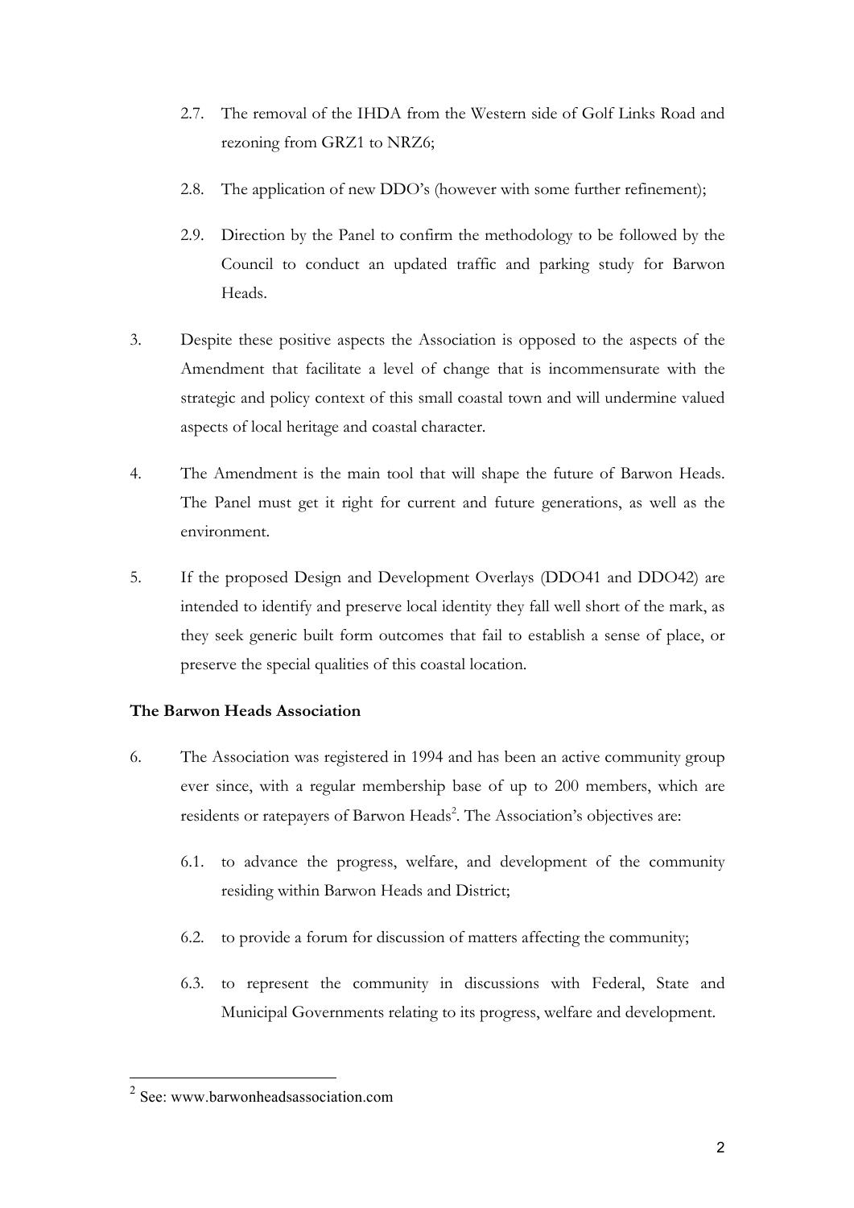2.7. The removal of the IHDA from the Western side of Golf Links Road and rezoning from GRZ1 to NRZ6;

2.8. The application of new DDO's (however with some further refinement);

2.9. Direction by the Panel to confirm the methodology to be followed by the Council to conduct an updated traffic and parking study for Barwon Heads.

3. Despite these positive aspects the Association is opposed to the aspects of the Amendment that facilitate a level of change that is incommensurate with the strategic and policy context of this small coastal town and will undermine valued aspects of local heritage and coastal character.

4. The Amendment is the main tool that will shape the future of Barwon Heads. The Panel must get it right for current and future generations, as well as the environment.

5. If the proposed Design and Development Overlays (DDO41 and DDO42) are intended to identify and preserve local identity they fall well short of the mark, as they seek generic built form outcomes that fail to establish a sense of place, or preserve the special qualities of this coastal location.

**The Barwon Heads Association**

6. The Association was registered in 1994 and has been an active community group ever since, with a regular membership base of up to 200 members, which are residents or ratepayers of Barwon Heads[2]. The Association's objectives are:

6.1. to advance the progress, welfare, and development of the community residing within Barwon Heads and District;

6.2. to provide a forum for discussion of matters affecting the community;

6.3. to represent the community in discussions with Federal, State and Municipal Governments relating to its progress, welfare and development.

---

[2] See: www.barwonheadsassociation.com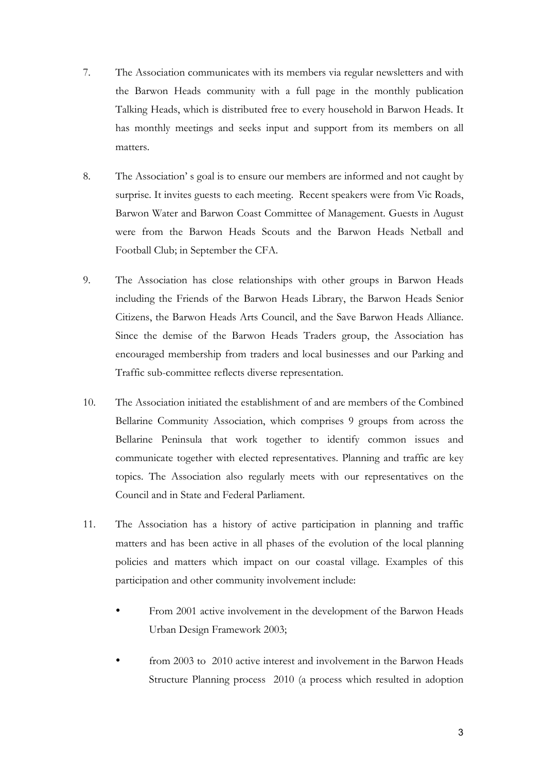7. The Association communicates with its members via regular newsletters and with the Barwon Heads community with a full page in the monthly publication Talking Heads, which is distributed free to every household in Barwon Heads. It has monthly meetings and seeks input and support from its members on all matters.

8. The Association' s goal is to ensure our members are informed and not caught by surprise. It invites guests to each meeting. Recent speakers were from Vic Roads, Barwon Water and Barwon Coast Committee of Management. Guests in August were from the Barwon Heads Scouts and the Barwon Heads Netball and Football Club; in September the CFA.

9. The Association has close relationships with other groups in Barwon Heads including the Friends of the Barwon Heads Library, the Barwon Heads Senior Citizens, the Barwon Heads Arts Council, and the Save Barwon Heads Alliance. Since the demise of the Barwon Heads Traders group, the Association has encouraged membership from traders and local businesses and our Parking and Traffic sub-committee reflects diverse representation.

10. The Association initiated the establishment of and are members of the Combined Bellarine Community Association, which comprises 9 groups from across the Bellarine Peninsula that work together to identify common issues and communicate together with elected representatives. Planning and traffic are key topics. The Association also regularly meets with our representatives on the Council and in State and Federal Parliament.

11. The Association has a history of active participation in planning and traffic matters and has been active in all phases of the evolution of the local planning policies and matters which impact on our coastal village. Examples of this participation and other community involvement include:

    - From 2001 active involvement in the development of the Barwon Heads Urban Design Framework 2003;

    - from 2003 to 2010 active interest and involvement in the Barwon Heads Structure Planning process 2010 (a process which resulted in adoption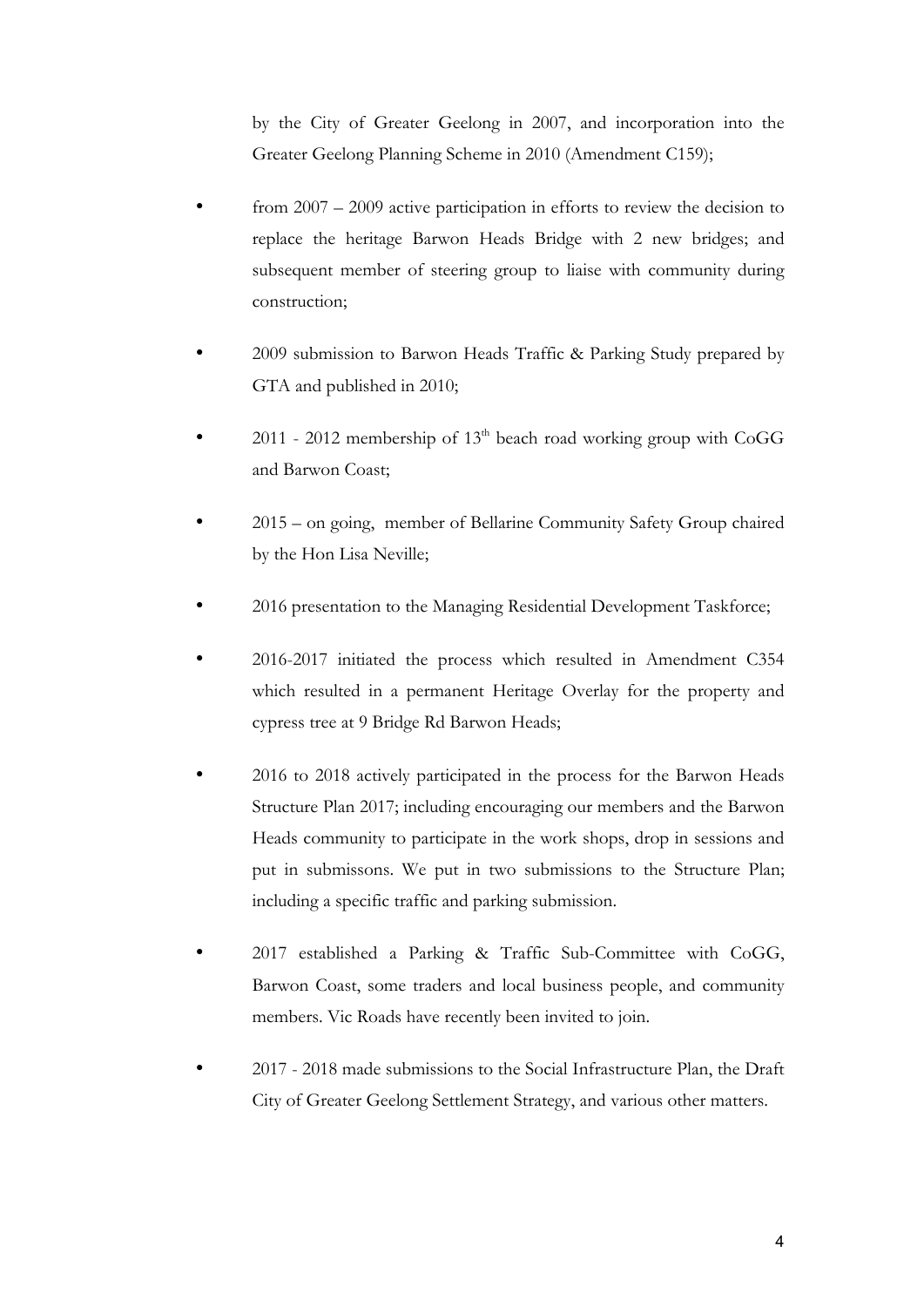by the City of Greater Geelong in 2007, and incorporation into the Greater Geelong Planning Scheme in 2010 (Amendment C159);

- from 2007 – 2009 active participation in efforts to review the decision to replace the heritage Barwon Heads Bridge with 2 new bridges; and subsequent member of steering group to liaise with community during construction;
- 2009 submission to Barwon Heads Traffic & Parking Study prepared by GTA and published in 2010;
- 2011 - 2012 membership of 13th beach road working group with CoGG and Barwon Coast;
- 2015 – on going, member of Bellarine Community Safety Group chaired by the Hon Lisa Neville;
- 2016 presentation to the Managing Residential Development Taskforce;
- 2016-2017 initiated the process which resulted in Amendment C354 which resulted in a permanent Heritage Overlay for the property and cypress tree at 9 Bridge Rd Barwon Heads;
- 2016 to 2018 actively participated in the process for the Barwon Heads Structure Plan 2017; including encouraging our members and the Barwon Heads community to participate in the work shops, drop in sessions and put in submissons. We put in two submissions to the Structure Plan; including a specific traffic and parking submission.
- 2017 established a Parking & Traffic Sub-Committee with CoGG, Barwon Coast, some traders and local business people, and community members. Vic Roads have recently been invited to join.
- 2017 - 2018 made submissions to the Social Infrastructure Plan, the Draft City of Greater Geelong Settlement Strategy, and various other matters.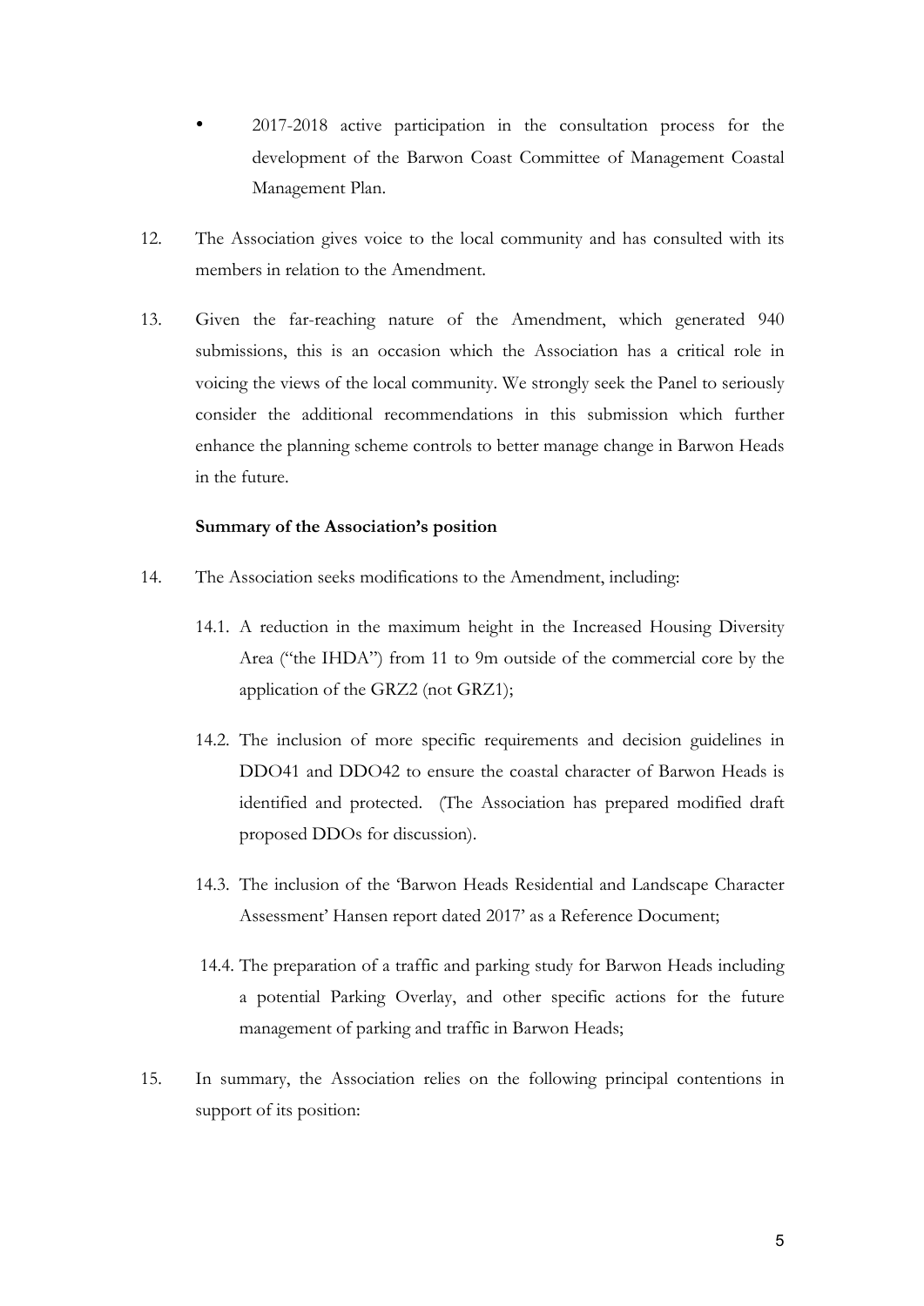- 2017-2018 active participation in the consultation process for the development of the Barwon Coast Committee of Management Coastal Management Plan.

12. The Association gives voice to the local community and has consulted with its members in relation to the Amendment.

13. Given the far-reaching nature of the Amendment, which generated 940 submissions, this is an occasion which the Association has a critical role in voicing the views of the local community. We strongly seek the Panel to seriously consider the additional recommendations in this submission which further enhance the planning scheme controls to better manage change in Barwon Heads in the future.

**Summary of the Association's position**

14. The Association seeks modifications to the Amendment, including:

    14.1. A reduction in the maximum height in the Increased Housing Diversity Area ("the IHDA") from 11 to 9m outside of the commercial core by the application of the GRZ2 (not GRZ1);

    14.2. The inclusion of more specific requirements and decision guidelines in DDO41 and DDO42 to ensure the coastal character of Barwon Heads is identified and protected. (The Association has prepared modified draft proposed DDOs for discussion).

    14.3. The inclusion of the 'Barwon Heads Residential and Landscape Character Assessment' Hansen report dated 2017' as a Reference Document;

    14.4. The preparation of a traffic and parking study for Barwon Heads including a potential Parking Overlay, and other specific actions for the future management of parking and traffic in Barwon Heads;

15. In summary, the Association relies on the following principal contentions in support of its position: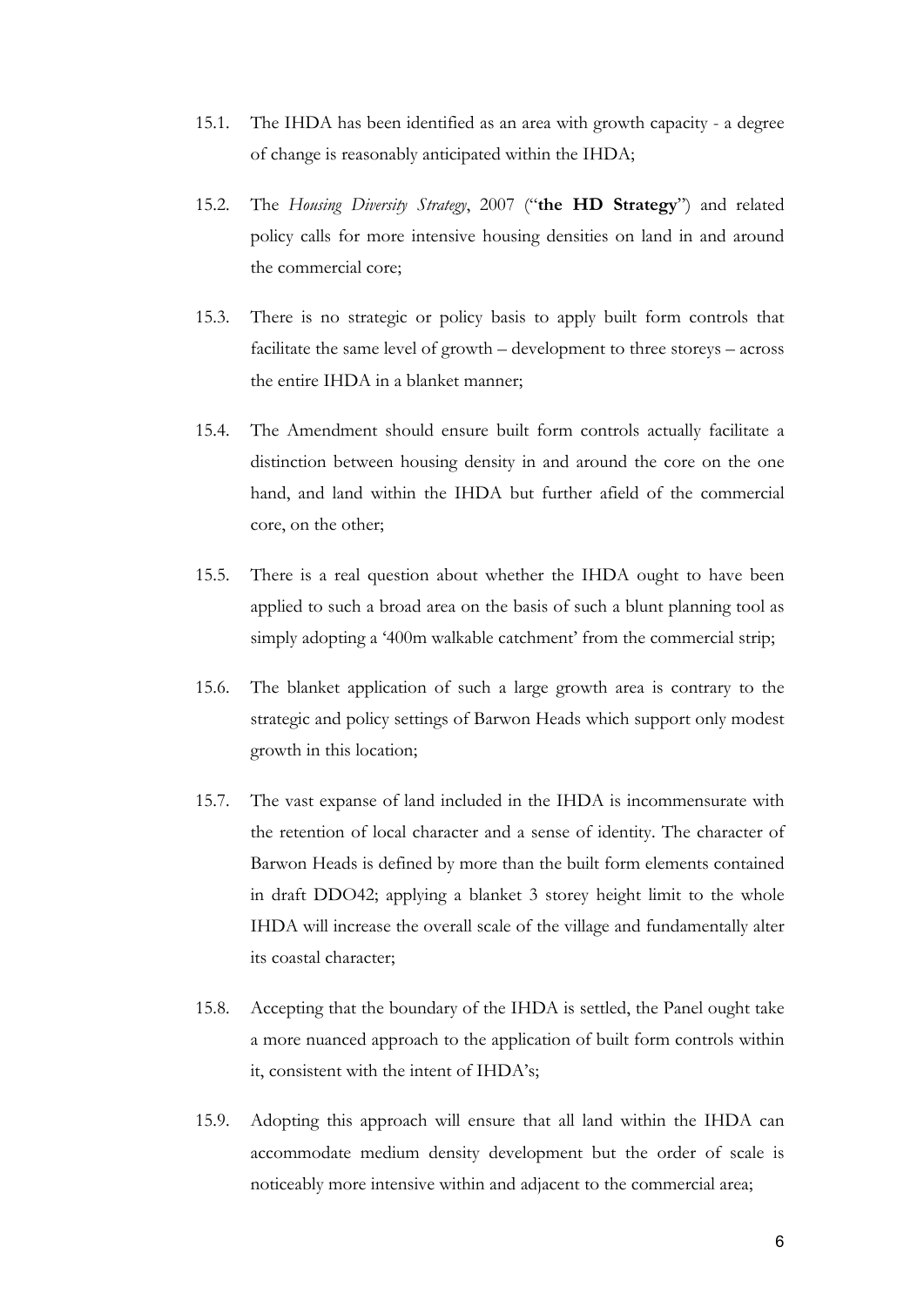15.1. The IHDA has been identified as an area with growth capacity - a degree of change is reasonably anticipated within the IHDA;

15.2. The *Housing Diversity Strategy*, 2007 ("**the HD Strategy**") and related policy calls for more intensive housing densities on land in and around the commercial core;

15.3. There is no strategic or policy basis to apply built form controls that facilitate the same level of growth – development to three storeys – across the entire IHDA in a blanket manner;

15.4. The Amendment should ensure built form controls actually facilitate a distinction between housing density in and around the core on the one hand, and land within the IHDA but further afield of the commercial core, on the other;

15.5. There is a real question about whether the IHDA ought to have been applied to such a broad area on the basis of such a blunt planning tool as simply adopting a '400m walkable catchment' from the commercial strip;

15.6. The blanket application of such a large growth area is contrary to the strategic and policy settings of Barwon Heads which support only modest growth in this location;

15.7. The vast expanse of land included in the IHDA is incommensurate with the retention of local character and a sense of identity. The character of Barwon Heads is defined by more than the built form elements contained in draft DDO42; applying a blanket 3 storey height limit to the whole IHDA will increase the overall scale of the village and fundamentally alter its coastal character;

15.8. Accepting that the boundary of the IHDA is settled, the Panel ought take a more nuanced approach to the application of built form controls within it, consistent with the intent of IHDA's;

15.9. Adopting this approach will ensure that all land within the IHDA can accommodate medium density development but the order of scale is noticeably more intensive within and adjacent to the commercial area;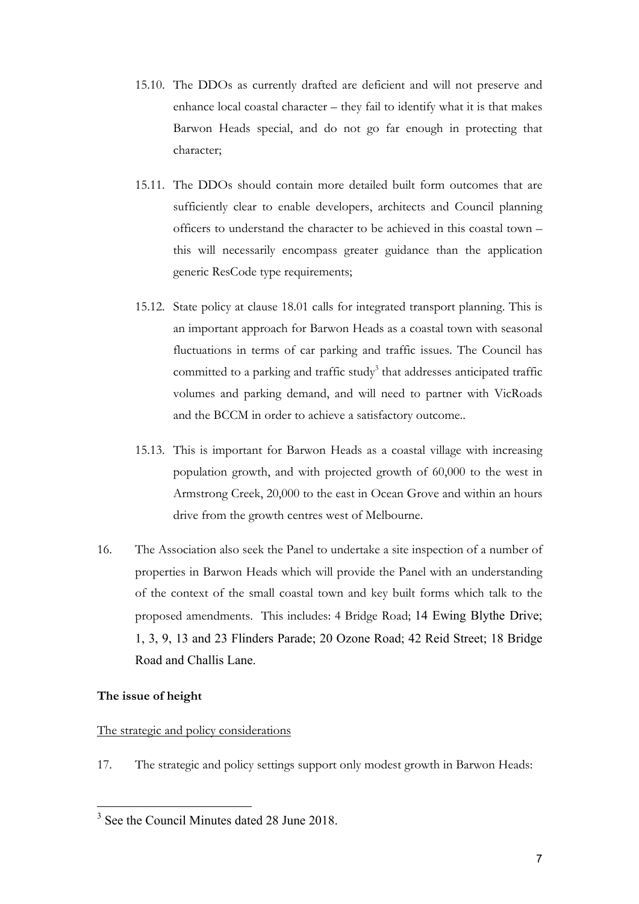15.10. The DDOs as currently drafted are deficient and will not preserve and enhance local coastal character – they fail to identify what it is that makes Barwon Heads special, and do not go far enough in protecting that character;

15.11. The DDOs should contain more detailed built form outcomes that are sufficiently clear to enable developers, architects and Council planning officers to understand the character to be achieved in this coastal town – this will necessarily encompass greater guidance than the application generic ResCode type requirements;

15.12. State policy at clause 18.01 calls for integrated transport planning. This is an important approach for Barwon Heads as a coastal town with seasonal fluctuations in terms of car parking and traffic issues. The Council has committed to a parking and traffic study[3] that addresses anticipated traffic volumes and parking demand, and will need to partner with VicRoads and the BCCM in order to achieve a satisfactory outcome..

15.13. This is important for Barwon Heads as a coastal village with increasing population growth, and with projected growth of 60,000 to the west in Armstrong Creek, 20,000 to the east in Ocean Grove and within an hours drive from the growth centres west of Melbourne.

16. The Association also seek the Panel to undertake a site inspection of a number of properties in Barwon Heads which will provide the Panel with an understanding of the context of the small coastal town and key built forms which talk to the proposed amendments. This includes: 4 Bridge Road; 14 Ewing Blythe Drive; 1, 3, 9, 13 and 23 Flinders Parade; 20 Ozone Road; 42 Reid Street; 18 Bridge Road and Challis Lane.

**The issue of height**

<u>The strategic and policy considerations</u>

17. The strategic and policy settings support only modest growth in Barwon Heads:

[3] See the Council Minutes dated 28 June 2018.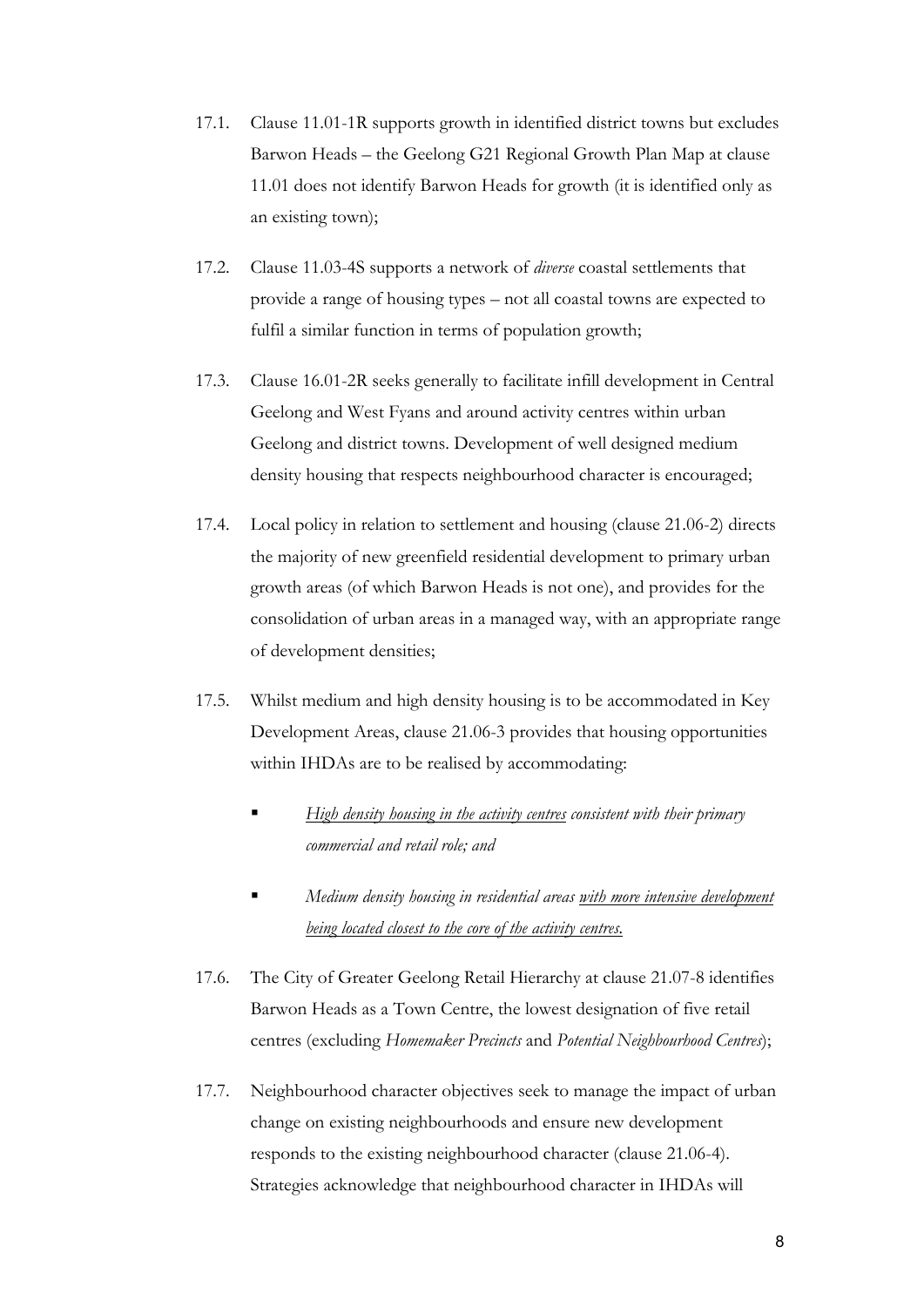17.1. Clause 11.01-1R supports growth in identified district towns but excludes Barwon Heads – the Geelong G21 Regional Growth Plan Map at clause 11.01 does not identify Barwon Heads for growth (it is identified only as an existing town);

17.2. Clause 11.03-4S supports a network of *diverse* coastal settlements that provide a range of housing types – not all coastal towns are expected to fulfil a similar function in terms of population growth;

17.3. Clause 16.01-2R seeks generally to facilitate infill development in Central Geelong and West Fyans and around activity centres within urban Geelong and district towns. Development of well designed medium density housing that respects neighbourhood character is encouraged;

17.4. Local policy in relation to settlement and housing (clause 21.06-2) directs the majority of new greenfield residential development to primary urban growth areas (of which Barwon Heads is not one), and provides for the consolidation of urban areas in a managed way, with an appropriate range of development densities;

17.5. Whilst medium and high density housing is to be accommodated in Key Development Areas, clause 21.06-3 provides that housing opportunities within IHDAs are to be realised by accommodating:

- *<u>High density housing in the activity centres</u> consistent with their primary commercial and retail role; and*
- *Medium density housing in residential areas <u>with more intensive development being located closest to the core of the activity centres.</u>*

17.6. The City of Greater Geelong Retail Hierarchy at clause 21.07-8 identifies Barwon Heads as a Town Centre, the lowest designation of five retail centres (excluding *Homemaker Precincts* and *Potential Neighbourhood Centres*);

17.7. Neighbourhood character objectives seek to manage the impact of urban change on existing neighbourhoods and ensure new development responds to the existing neighbourhood character (clause 21.06-4). Strategies acknowledge that neighbourhood character in IHDAs will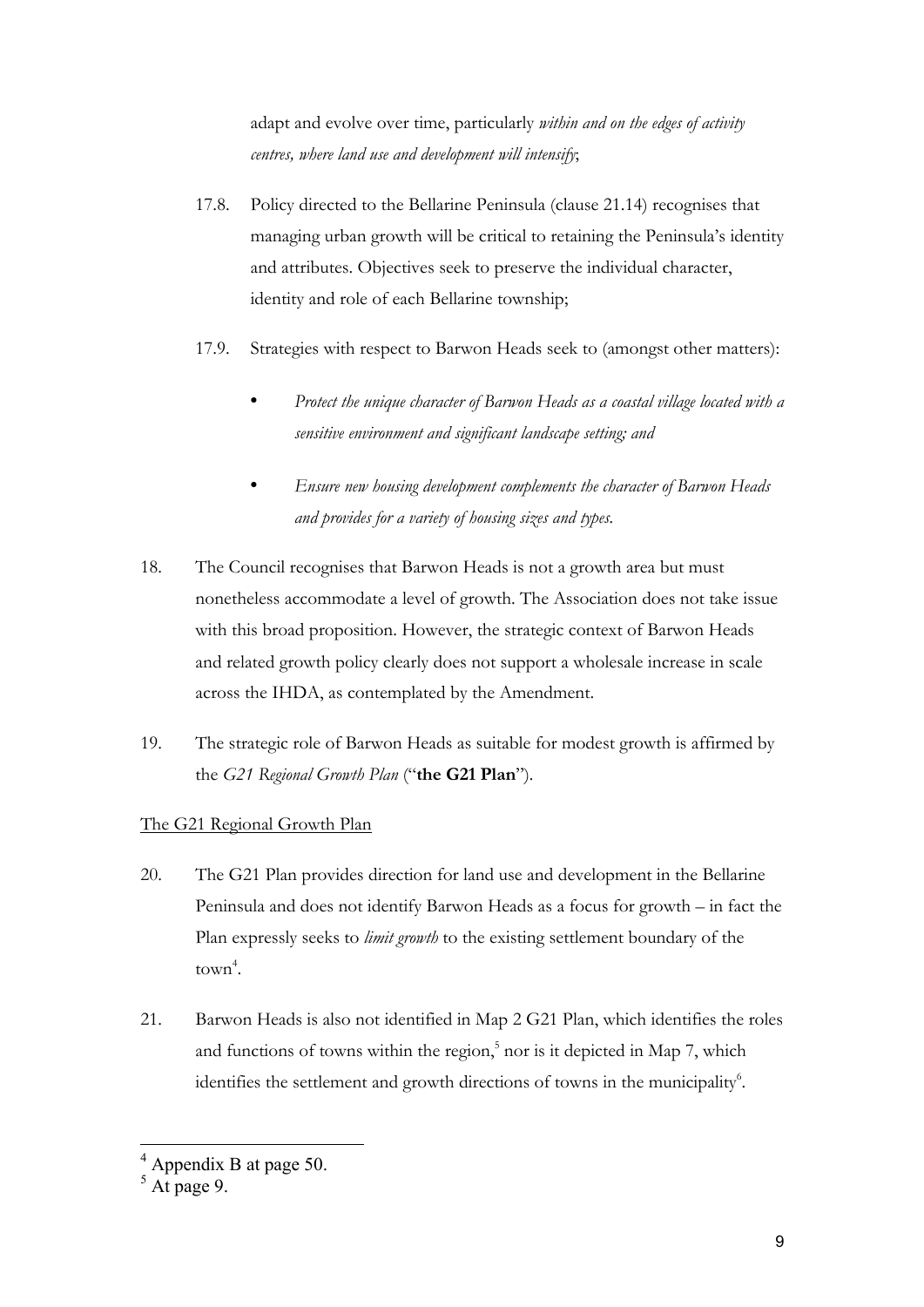adapt and evolve over time, particularly *within and on the edges of activity centres, where land use and development will intensify*;

17.8. Policy directed to the Bellarine Peninsula (clause 21.14) recognises that managing urban growth will be critical to retaining the Peninsula's identity and attributes. Objectives seek to preserve the individual character, identity and role of each Bellarine township;

17.9. Strategies with respect to Barwon Heads seek to (amongst other matters):

- *Protect the unique character of Barwon Heads as a coastal village located with a sensitive environment and significant landscape setting; and*
- *Ensure new housing development complements the character of Barwon Heads and provides for a variety of housing sizes and types.*

18. The Council recognises that Barwon Heads is not a growth area but must nonetheless accommodate a level of growth. The Association does not take issue with this broad proposition. However, the strategic context of Barwon Heads and related growth policy clearly does not support a wholesale increase in scale across the IHDA, as contemplated by the Amendment.

19. The strategic role of Barwon Heads as suitable for modest growth is affirmed by the *G21 Regional Growth Plan* ("**the G21 Plan**").

<u>The G21 Regional Growth Plan</u>

20. The G21 Plan provides direction for land use and development in the Bellarine Peninsula and does not identify Barwon Heads as a focus for growth – in fact the Plan expressly seeks to *limit growth* to the existing settlement boundary of the town[4].

21. Barwon Heads is also not identified in Map 2 G21 Plan, which identifies the roles and functions of towns within the region,[5] nor is it depicted in Map 7, which identifies the settlement and growth directions of towns in the municipality[6].

---

[4] Appendix B at page 50.

[5] At page 9.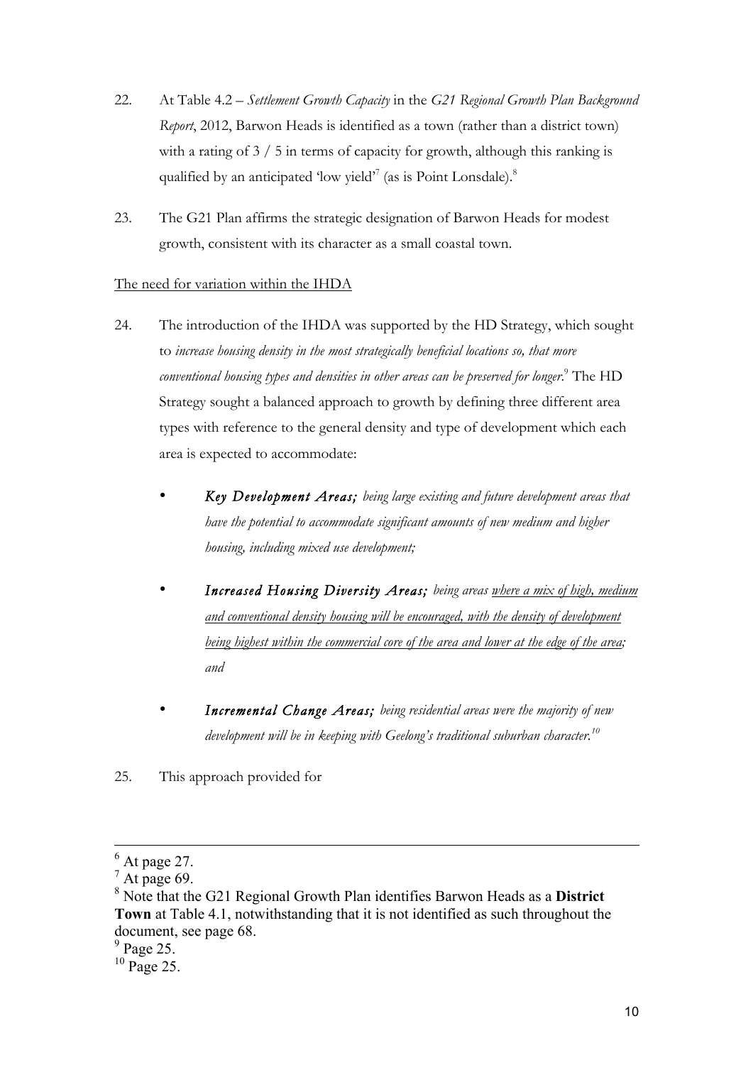22. At Table 4.2 – *Settlement Growth Capacity* in the *G21 Regional Growth Plan Background Report*, 2012, Barwon Heads is identified as a town (rather than a district town) with a rating of 3 / 5 in terms of capacity for growth, although this ranking is qualified by an anticipated 'low yield'[7] (as is Point Lonsdale).[8]

23. The G21 Plan affirms the strategic designation of Barwon Heads for modest growth, consistent with its character as a small coastal town.

<u>The need for variation within the IHDA</u>

24. The introduction of the IHDA was supported by the HD Strategy, which sought to *increase housing density in the most strategically beneficial locations so, that more conventional housing types and densities in other areas can be preserved for longer*.[9] The HD Strategy sought a balanced approach to growth by defining three different area types with reference to the general density and type of development which each area is expected to accommodate:

   - ***Key Development Areas;*** *being large existing and future development areas that have the potential to accommodate significant amounts of new medium and higher housing, including mixed use development;*
   - ***Increased Housing Diversity Areas;*** *being areas <u>where a mix of high, medium and conventional density housing will be encouraged, with the density of development being highest within the commercial core of the area and lower at the edge of the area</u>; and*
   - ***Incremental Change Areas;*** *being residential areas were the majority of new development will be in keeping with Geelong's traditional suburban character.*[10]

25. This approach provided for

---

[6] At page 27.

[7] At page 69.

[8] Note that the G21 Regional Growth Plan identifies Barwon Heads as a **District Town** at Table 4.1, notwithstanding that it is not identified as such throughout the document, see page 68.

[9] Page 25.

[10] Page 25.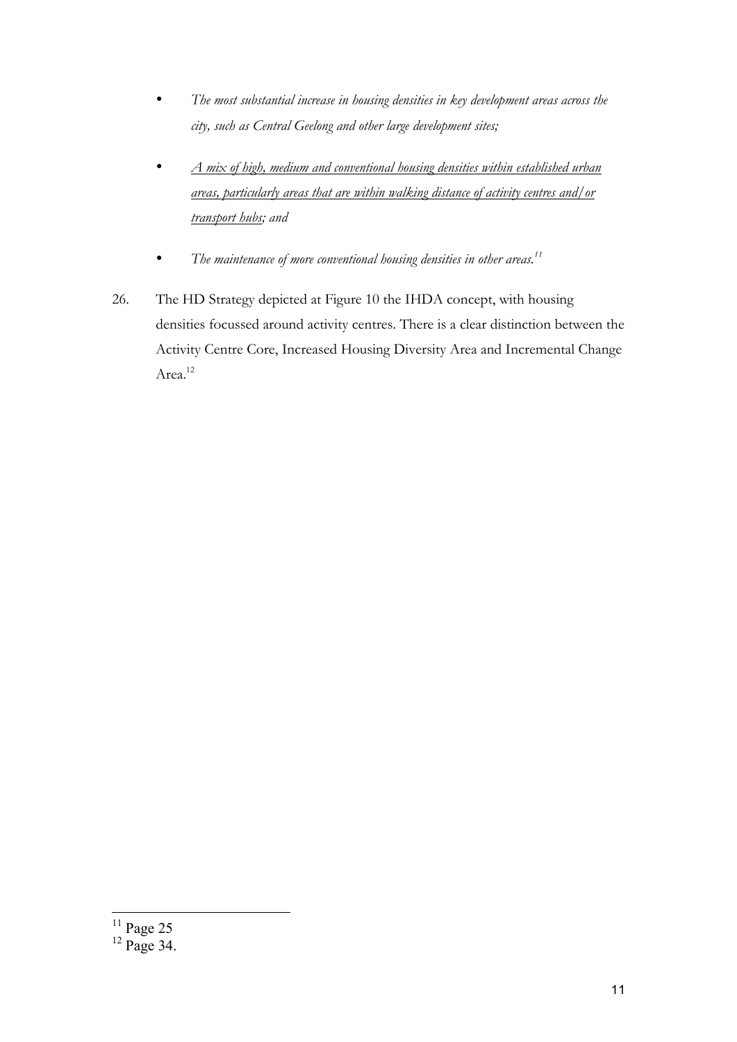- *The most substantial increase in housing densities in key development areas across the city, such as Central Geelong and other large development sites;*

- <u>*A mix of high, medium and conventional housing densities within established urban areas, particularly areas that are within walking distance of activity centres and/or transport hubs*</u>*; and*

- *The maintenance of more conventional housing densities in other areas.*[11]

26. The HD Strategy depicted at Figure 10 the IHDA concept, with housing densities focussed around activity centres. There is a clear distinction between the Activity Centre Core, Increased Housing Diversity Area and Incremental Change Area.[12]

---

[11] Page 25

[12] Page 34.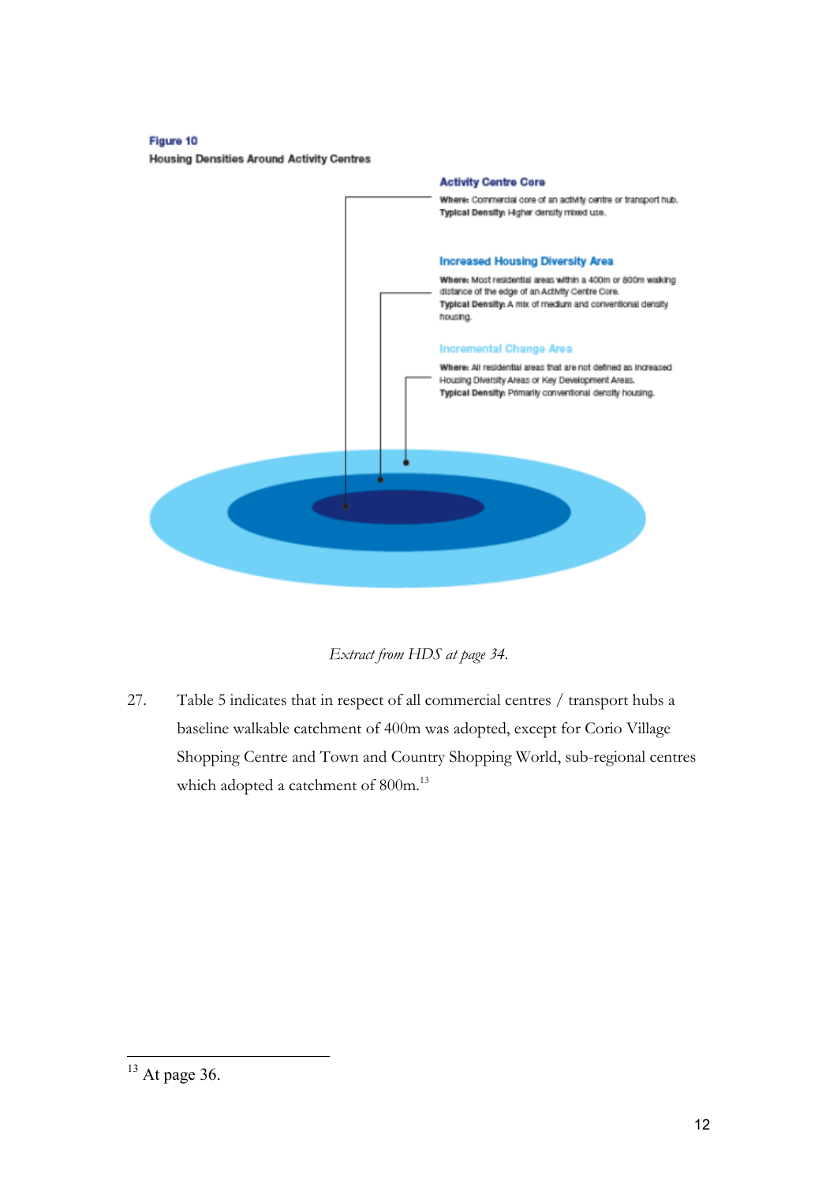**Figure 10**

**Housing Densities Around Activity Centres**

**Activity Centre Core**

**Where:** Commercial core of an activity centre or transport hub.
**Typical Density:** Higher density mixed use.

**Increased Housing Diversity Area**

**Where:** Most residential areas within a 400m or 800m walking distance of the edge of an Activity Centre Core.
**Typical Density:** A mix of medium and conventional density housing.

**Incremental Change Area**

**Where:** All residential areas that are not defined as Increased Housing Diversity Areas or Key Development Areas.
**Typical Density:** Primarily conventional density housing.

*Extract from HDS at page 34.*

27. Table 5 indicates that in respect of all commercial centres / transport hubs a baseline walkable catchment of 400m was adopted, except for Corio Village Shopping Centre and Town and Country Shopping World, sub-regional centres which adopted a catchment of 800m.[13]

---

[13] At page 36.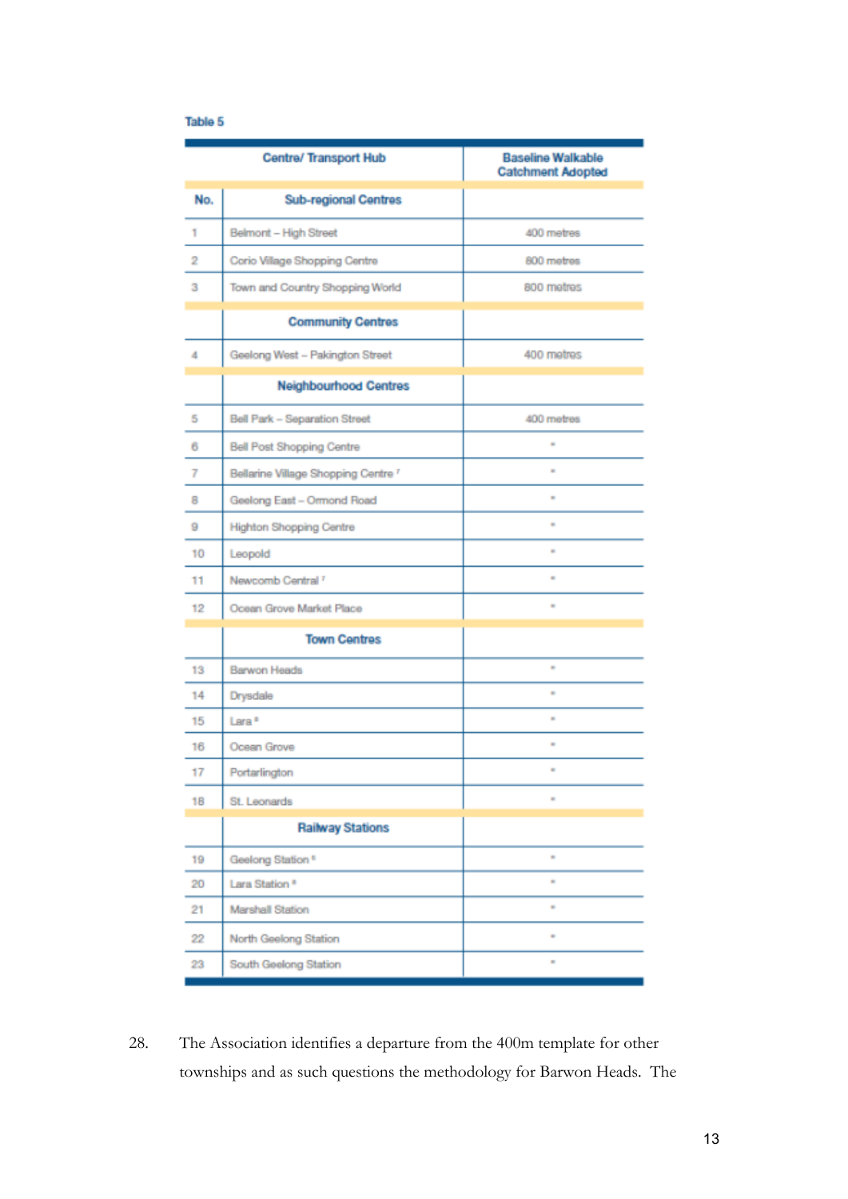Table 5

| No. | Centre/ Transport Hub | Baseline Walkable Catchment Adopted |
|---|---|---|
| | **Sub-regional Centres** | |
| 1 | Belmont – High Street | 400 metres |
| 2 | Corio Village Shopping Centre | 800 metres |
| 3 | Town and Country Shopping World | 800 metres |
| | **Community Centres** | |
| 4 | Geelong West – Pakington Street | 400 metres |
| | **Neighbourhood Centres** | |
| 5 | Bell Park – Separation Street | 400 metres |
| 6 | Bell Post Shopping Centre | " |
| 7 | Bellarine Village Shopping Centre [7] | " |
| 8 | Geelong East – Ormond Road | " |
| 9 | Highton Shopping Centre | " |
| 10 | Leopold | " |
| 11 | Newcomb Central [7] | " |
| 12 | Ocean Grove Market Place | " |
| | **Town Centres** | |
| 13 | Barwon Heads | " |
| 14 | Drysdale | " |
| 15 | Lara [8] | " |
| 16 | Ocean Grove | " |
| 17 | Portarlington | " |
| 18 | St. Leonards | " |
| | **Railway Stations** | |
| 19 | Geelong Station [6] | " |
| 20 | Lara Station [8] | " |
| 21 | Marshall Station | " |
| 22 | North Geelong Station | " |
| 23 | South Geelong Station | " |

28. The Association identifies a departure from the 400m template for other townships and as such questions the methodology for Barwon Heads. The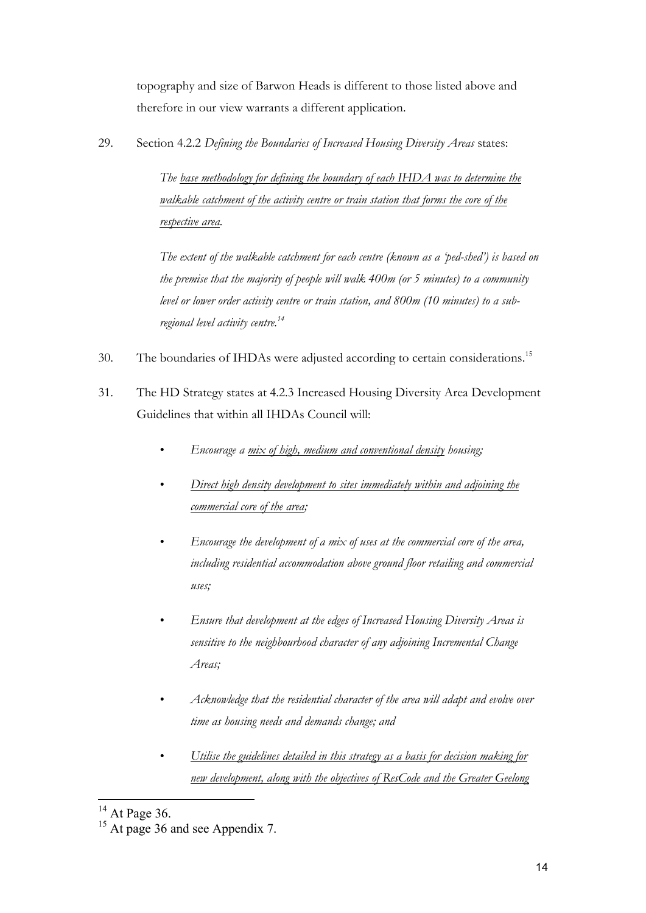topography and size of Barwon Heads is different to those listed above and therefore in our view warrants a different application.

29. Section 4.2.2 *Defining the Boundaries of Increased Housing Diversity Areas* states:

> *The <u>base methodology for defining the boundary of each IHDA was to determine the walkable catchment of the activity centre or train station that forms the core of the respective area</u>.*
>
> *The extent of the walkable catchment for each centre (known as a 'ped-shed') is based on the premise that the majority of people will walk 400m (or 5 minutes) to a community level or lower order activity centre or train station, and 800m (10 minutes) to a sub-regional level activity centre.*[14]

30. The boundaries of IHDAs were adjusted according to certain considerations.[15]

31. The HD Strategy states at 4.2.3 Increased Housing Diversity Area Development Guidelines that within all IHDAs Council will:

- *Encourage a <u>mix of high, medium and conventional density</u> housing;*
- *<u>Direct high density development to sites immediately within and adjoining the commercial core of the area;</u>*
- *Encourage the development of a mix of uses at the commercial core of the area, including residential accommodation above ground floor retailing and commercial uses;*
- *Ensure that development at the edges of Increased Housing Diversity Areas is sensitive to the neighbourhood character of any adjoining Incremental Change Areas;*
- *Acknowledge that the residential character of the area will adapt and evolve over time as housing needs and demands change; and*
- *<u>Utilise the guidelines detailed in this strategy as a basis for decision making for new development, along with the objectives of ResCode and the Greater Geelong</u>*

---

[14] At Page 36.

[15] At page 36 and see Appendix 7.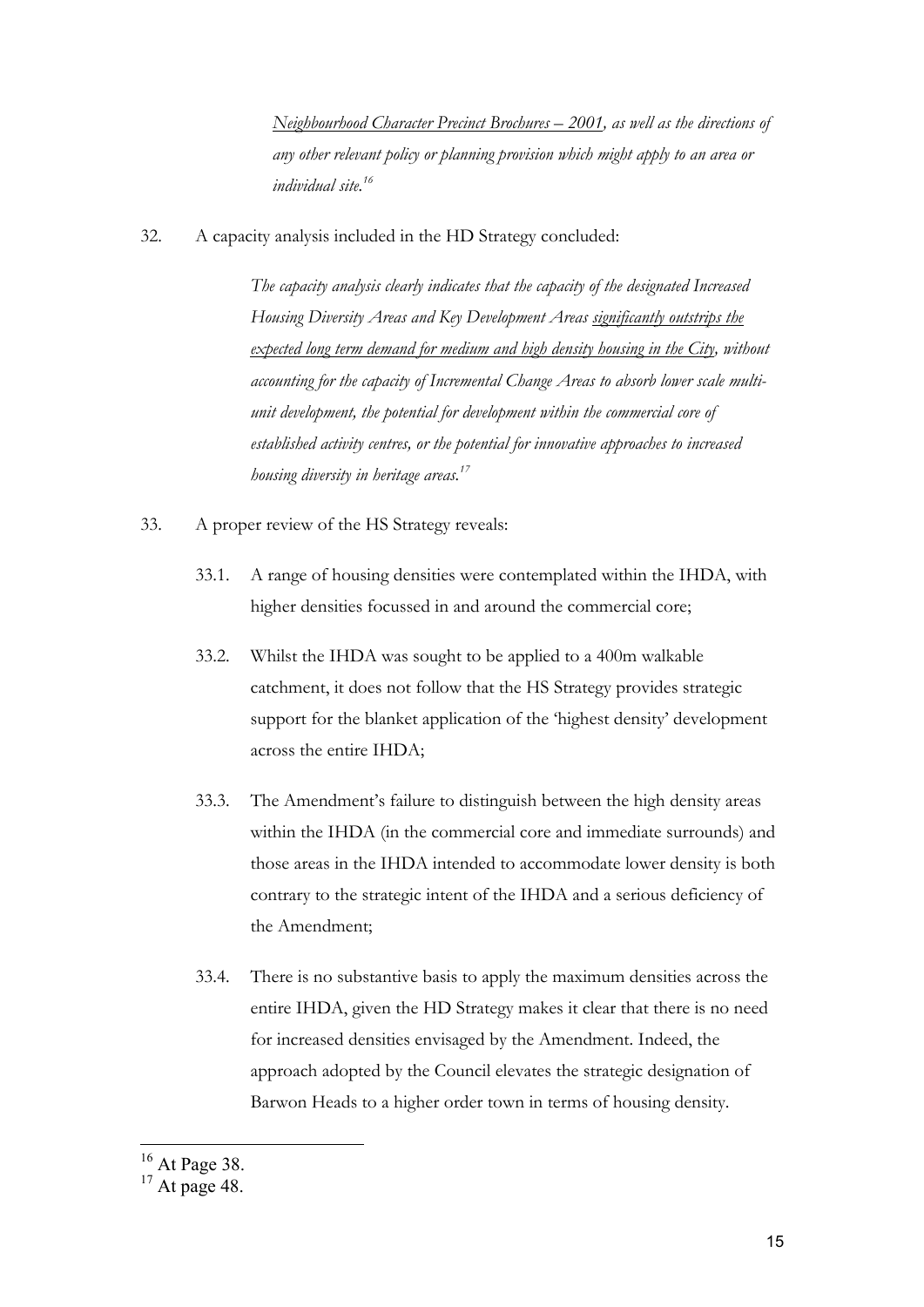> *<u>Neighbourhood Character Precinct Brochures – 2001</u>, as well as the directions of any other relevant policy or planning provision which might apply to an area or individual site.*[16]

32. A capacity analysis included in the HD Strategy concluded:

> *The capacity analysis clearly indicates that the capacity of the designated Increased Housing Diversity Areas and Key Development Areas <u>significantly outstrips the expected long term demand for medium and high density housing in the City</u>, without accounting for the capacity of Incremental Change Areas to absorb lower scale multi-unit development, the potential for development within the commercial core of established activity centres, or the potential for innovative approaches to increased housing diversity in heritage areas.*[17]

33. A proper review of the HS Strategy reveals:

    33.1. A range of housing densities were contemplated within the IHDA, with higher densities focussed in and around the commercial core;

    33.2. Whilst the IHDA was sought to be applied to a 400m walkable catchment, it does not follow that the HS Strategy provides strategic support for the blanket application of the 'highest density' development across the entire IHDA;

    33.3. The Amendment's failure to distinguish between the high density areas within the IHDA (in the commercial core and immediate surrounds) and those areas in the IHDA intended to accommodate lower density is both contrary to the strategic intent of the IHDA and a serious deficiency of the Amendment;

    33.4. There is no substantive basis to apply the maximum densities across the entire IHDA, given the HD Strategy makes it clear that there is no need for increased densities envisaged by the Amendment. Indeed, the approach adopted by the Council elevates the strategic designation of Barwon Heads to a higher order town in terms of housing density.

---

[16] At Page 38.

[17] At page 48.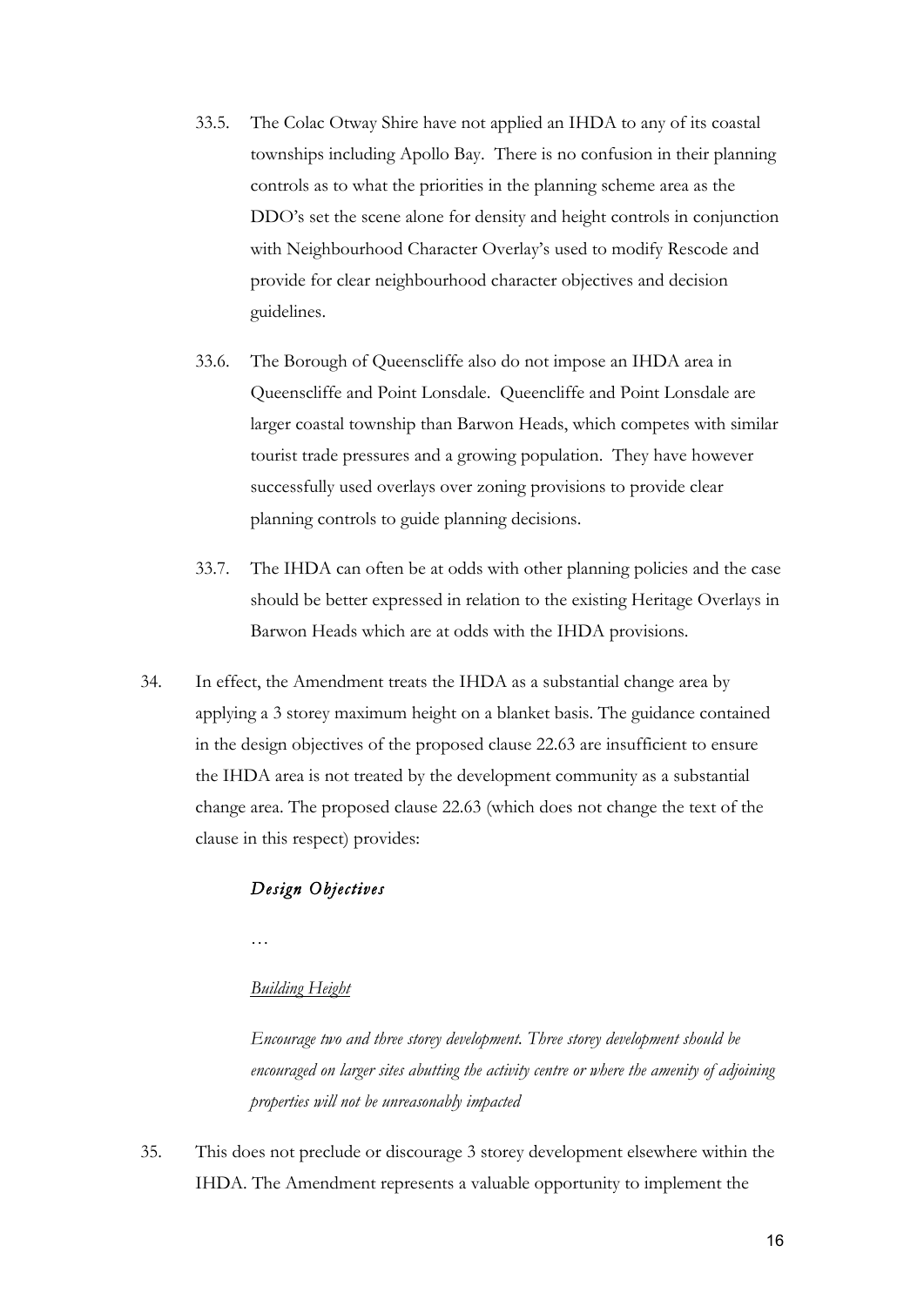33.5. The Colac Otway Shire have not applied an IHDA to any of its coastal townships including Apollo Bay. There is no confusion in their planning controls as to what the priorities in the planning scheme area as the DDO's set the scene alone for density and height controls in conjunction with Neighbourhood Character Overlay's used to modify Rescode and provide for clear neighbourhood character objectives and decision guidelines.

33.6. The Borough of Queenscliffe also do not impose an IHDA area in Queenscliffe and Point Lonsdale. Queencliffe and Point Lonsdale are larger coastal township than Barwon Heads, which competes with similar tourist trade pressures and a growing population. They have however successfully used overlays over zoning provisions to provide clear planning controls to guide planning decisions.

33.7. The IHDA can often be at odds with other planning policies and the case should be better expressed in relation to the existing Heritage Overlays in Barwon Heads which are at odds with the IHDA provisions.

34. In effect, the Amendment treats the IHDA as a substantial change area by applying a 3 storey maximum height on a blanket basis. The guidance contained in the design objectives of the proposed clause 22.63 are insufficient to ensure the IHDA area is not treated by the development community as a substantial change area. The proposed clause 22.63 (which does not change the text of the clause in this respect) provides:

> ***Design Objectives***
>
> …
>
> *Building Height*
>
> *Encourage two and three storey development. Three storey development should be encouraged on larger sites abutting the activity centre or where the amenity of adjoining properties will not be unreasonably impacted*

35. This does not preclude or discourage 3 storey development elsewhere within the IHDA. The Amendment represents a valuable opportunity to implement the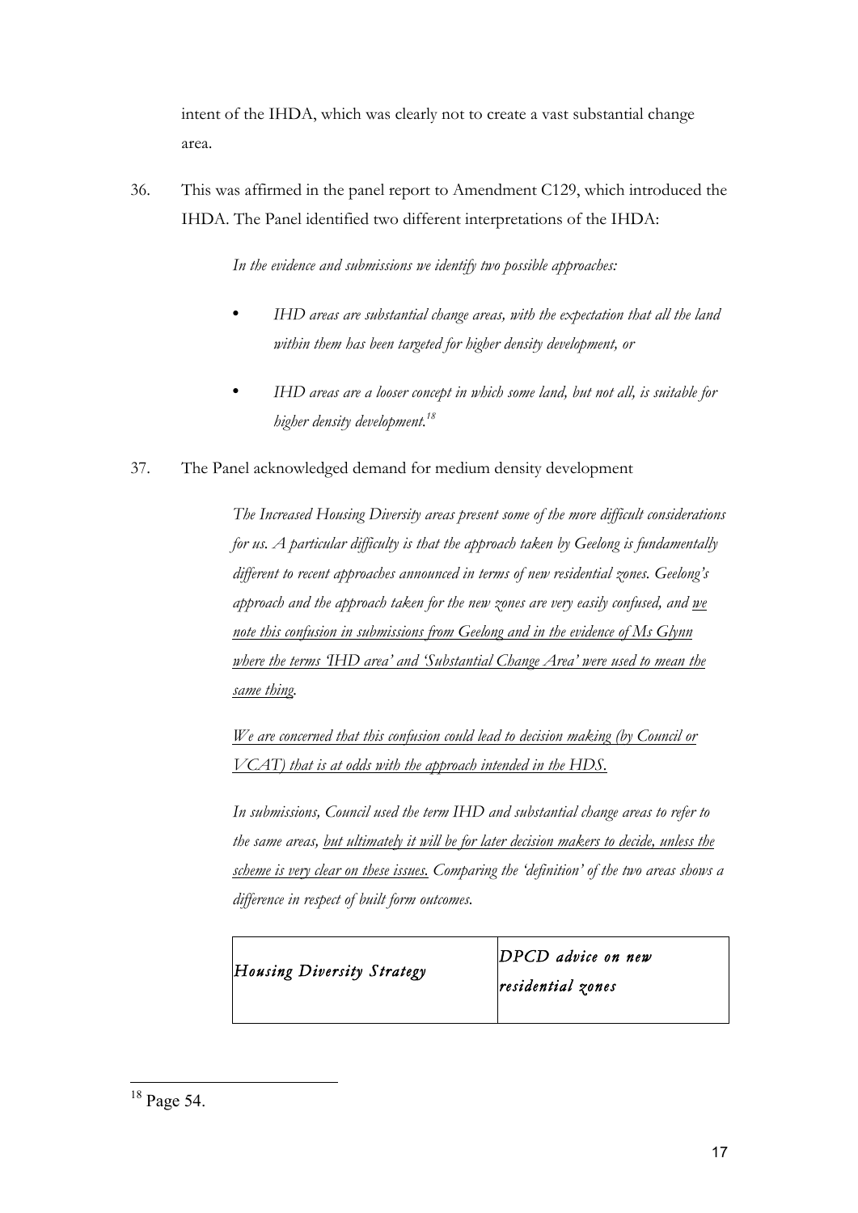intent of the IHDA, which was clearly not to create a vast substantial change area.

36. This was affirmed in the panel report to Amendment C129, which introduced the IHDA. The Panel identified two different interpretations of the IHDA:

   *In the evidence and submissions we identify two possible approaches:*

   - *IHD areas are substantial change areas, with the expectation that all the land within them has been targeted for higher density development, or*
   - *IHD areas are a looser concept in which some land, but not all, is suitable for higher density development.*[18]

37. The Panel acknowledged demand for medium density development

   *The Increased Housing Diversity areas present some of the more difficult considerations for us. A particular difficulty is that the approach taken by Geelong is fundamentally different to recent approaches announced in terms of new residential zones. Geelong's approach and the approach taken for the new zones are very easily confused, and <u>we note this confusion in submissions from Geelong and in the evidence of Ms Glynn where the terms 'IHD area' and 'Substantial Change Area' were used to mean the same thing</u>.*

   *<u>We are concerned that this confusion could lead to decision making (by Council or VCAT) that is at odds with the approach intended in the HDS.</u>*

   *In submissions, Council used the term IHD and substantial change areas to refer to the same areas, <u>but ultimately it will be for later decision makers to decide, unless the scheme is very clear on these issues.</u> Comparing the 'definition' of the two areas shows a difference in respect of built form outcomes.*

| *Housing Diversity Strategy* | *DPCD advice on new residential zones* |
| --- | --- |

[18] Page 54.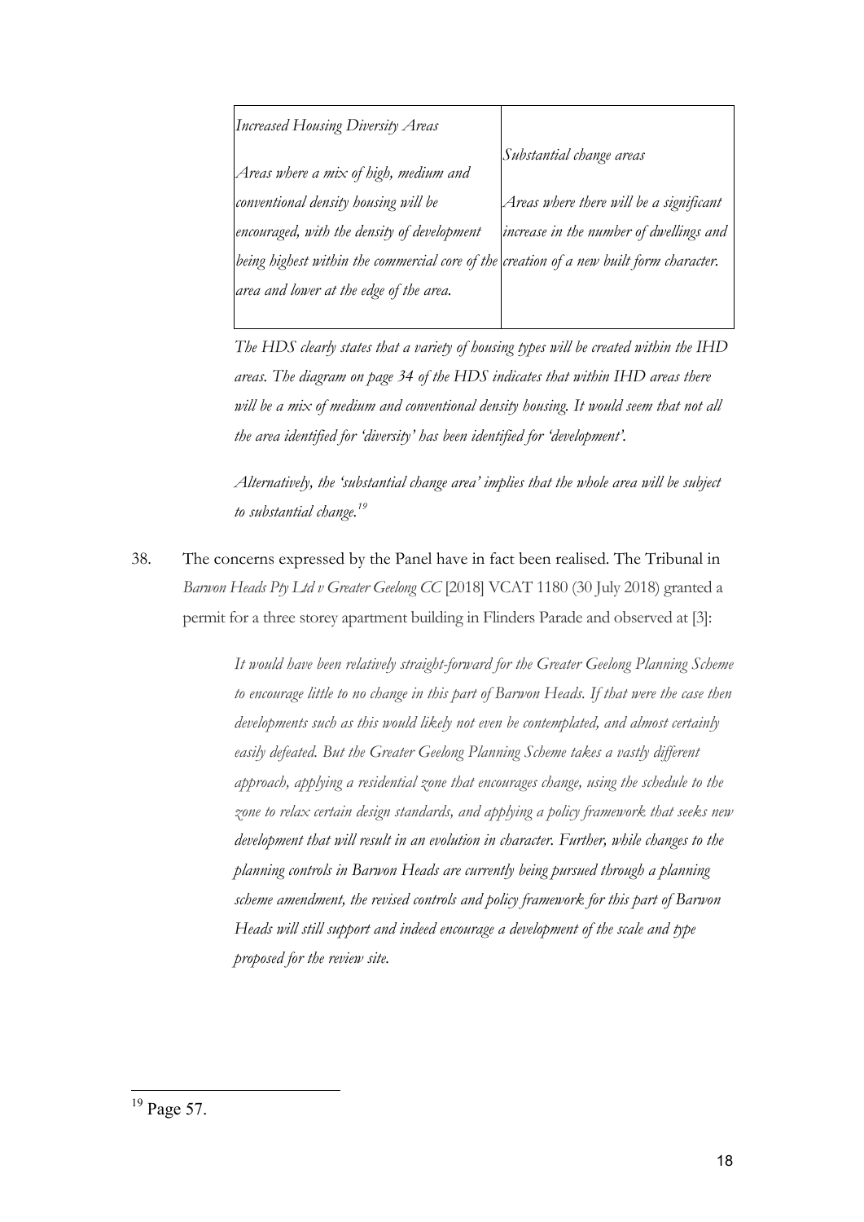| *Increased Housing Diversity Areas* *Areas where a mix of high, medium and conventional density housing will be encouraged, with the density of development being highest within the commercial core of the area and lower at the edge of the area.* | *Substantial change areas* *Areas where there will be a significant increase in the number of dwellings and creation of a new built form character.* |
|---|---|

*The HDS clearly states that a variety of housing types will be created within the IHD areas. The diagram on page 34 of the HDS indicates that within IHD areas there will be a mix of medium and conventional density housing. It would seem that not all the area identified for 'diversity' has been identified for 'development'.*

*Alternatively, the 'substantial change area' implies that the whole area will be subject to substantial change.*[19]

38. The concerns expressed by the Panel have in fact been realised. The Tribunal in *Barwon Heads Pty Ltd v Greater Geelong CC* [2018] VCAT 1180 (30 July 2018) granted a permit for a three storey apartment building in Flinders Parade and observed at [3]:

> *It would have been relatively straight-forward for the Greater Geelong Planning Scheme to encourage little to no change in this part of Barwon Heads. If that were the case then developments such as this would likely not even be contemplated, and almost certainly easily defeated. But the Greater Geelong Planning Scheme takes a vastly different approach, applying a residential zone that encourages change, using the schedule to the zone to relax certain design standards, and applying a policy framework that seeks new development that will result in an evolution in character. Further, while changes to the planning controls in Barwon Heads are currently being pursued through a planning scheme amendment, the revised controls and policy framework for this part of Barwon Heads will still support and indeed encourage a development of the scale and type proposed for the review site.*

---

[19] Page 57.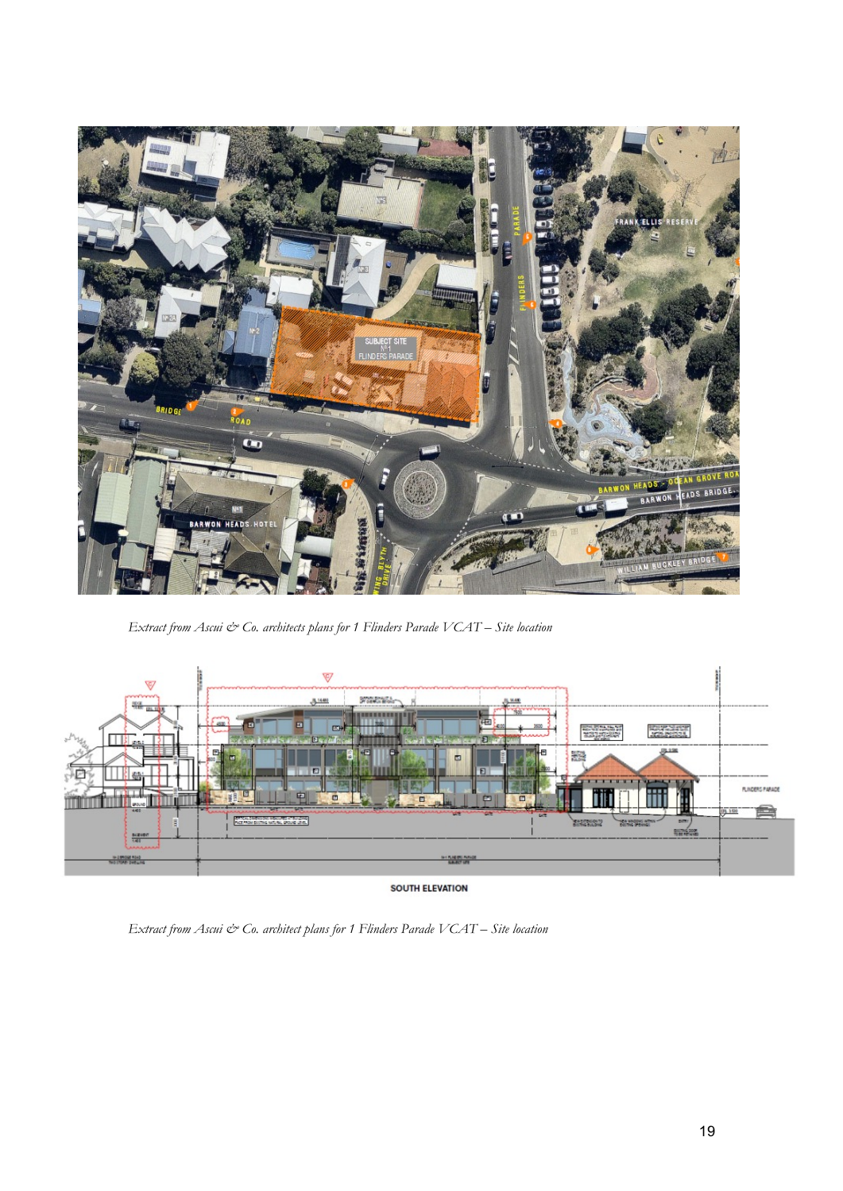*Extract from Ascui & Co. architects plans for 1 Flinders Parade VCAT – Site location*

*Extract from Ascui & Co. architect plans for 1 Flinders Parade VCAT – Site location*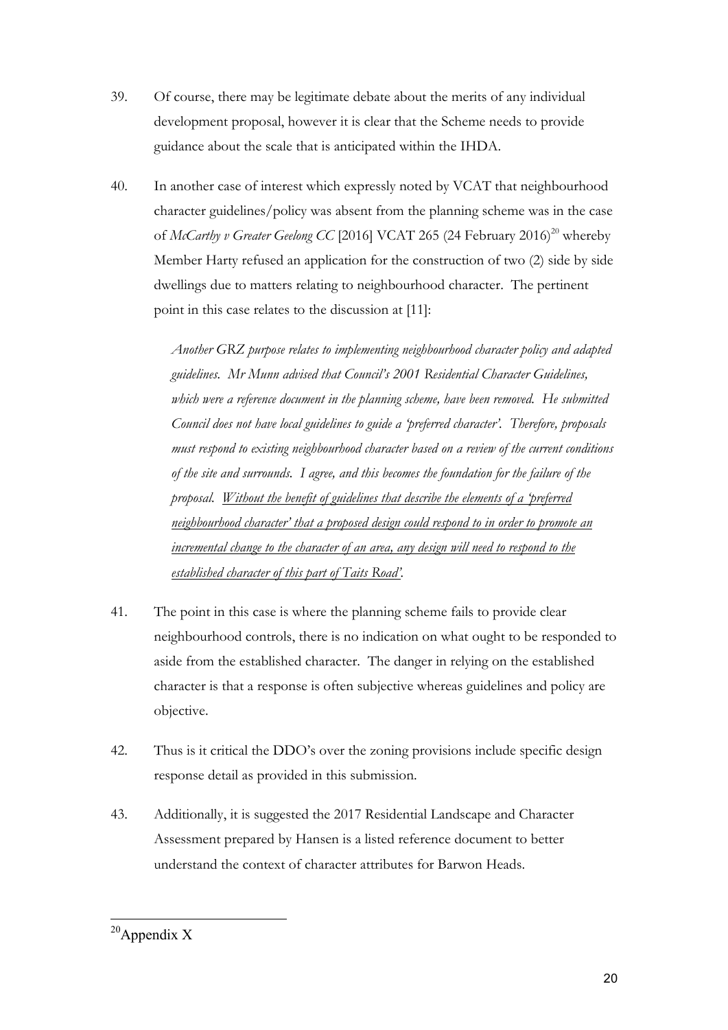39. Of course, there may be legitimate debate about the merits of any individual development proposal, however it is clear that the Scheme needs to provide guidance about the scale that is anticipated within the IHDA.

40. In another case of interest which expressly noted by VCAT that neighbourhood character guidelines/policy was absent from the planning scheme was in the case of *McCarthy v Greater Geelong CC* [2016] VCAT 265 (24 February 2016)[20] whereby Member Harty refused an application for the construction of two (2) side by side dwellings due to matters relating to neighbourhood character. The pertinent point in this case relates to the discussion at [11]:

    *Another GRZ purpose relates to implementing neighbourhood character policy and adapted guidelines. Mr Munn advised that Council's 2001 Residential Character Guidelines, which were a reference document in the planning scheme, have been removed. He submitted Council does not have local guidelines to guide a 'preferred character'. Therefore, proposals must respond to existing neighbourhood character based on a review of the current conditions of the site and surrounds. I agree, and this becomes the foundation for the failure of the proposal. <u>Without the benefit of guidelines that describe the elements of a 'preferred neighbourhood character' that a proposed design could respond to in order to promote an incremental change to the character of an area, any design will need to respond to the established character of this part of Taits Road'.</u>*

41. The point in this case is where the planning scheme fails to provide clear neighbourhood controls, there is no indication on what ought to be responded to aside from the established character. The danger in relying on the established character is that a response is often subjective whereas guidelines and policy are objective.

42. Thus is it critical the DDO's over the zoning provisions include specific design response detail as provided in this submission.

43. Additionally, it is suggested the 2017 Residential Landscape and Character Assessment prepared by Hansen is a listed reference document to better understand the context of character attributes for Barwon Heads.

---

[20] Appendix X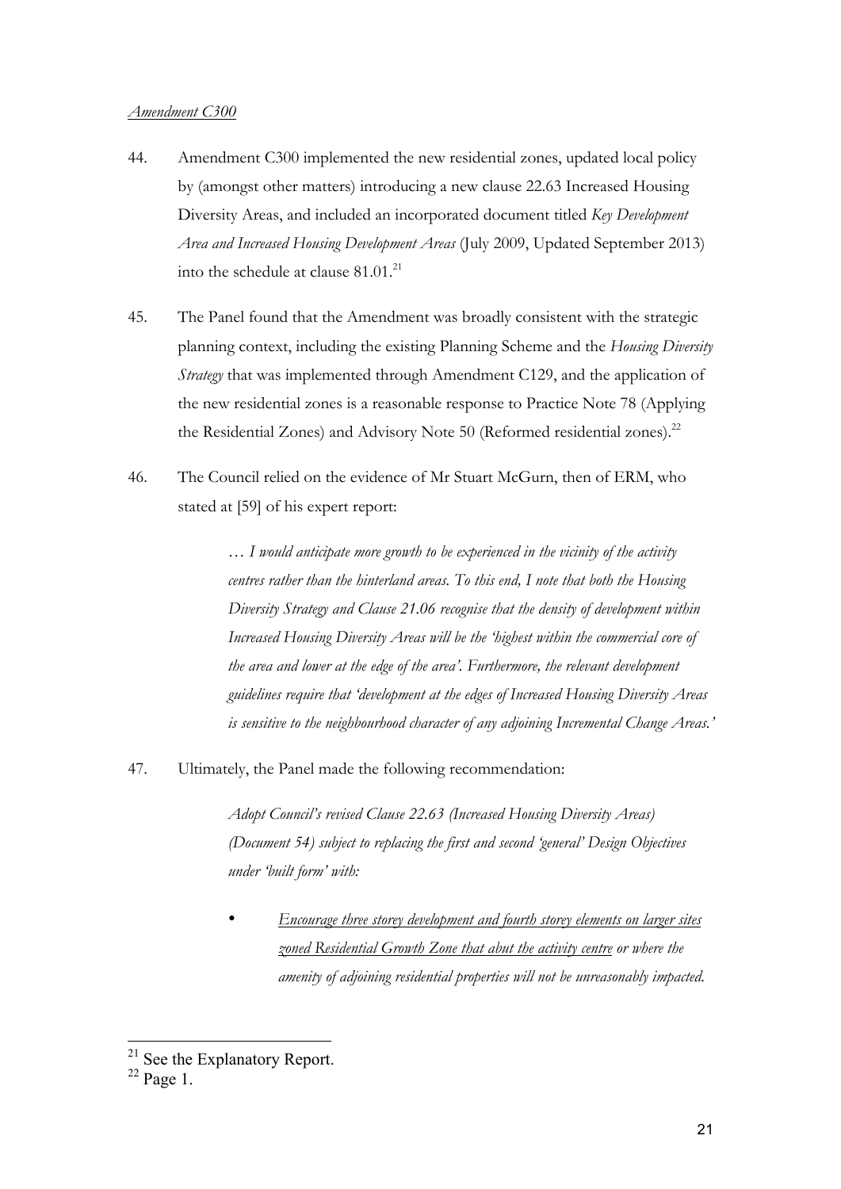*<u>Amendment C300</u>*

44. Amendment C300 implemented the new residential zones, updated local policy by (amongst other matters) introducing a new clause 22.63 Increased Housing Diversity Areas, and included an incorporated document titled *Key Development Area and Increased Housing Development Areas* (July 2009, Updated September 2013) into the schedule at clause 81.01.[21]

45. The Panel found that the Amendment was broadly consistent with the strategic planning context, including the existing Planning Scheme and the *Housing Diversity Strategy* that was implemented through Amendment C129, and the application of the new residential zones is a reasonable response to Practice Note 78 (Applying the Residential Zones) and Advisory Note 50 (Reformed residential zones).[22]

46. The Council relied on the evidence of Mr Stuart McGurn, then of ERM, who stated at [59] of his expert report:

> *… I would anticipate more growth to be experienced in the vicinity of the activity centres rather than the hinterland areas. To this end, I note that both the Housing Diversity Strategy and Clause 21.06 recognise that the density of development within Increased Housing Diversity Areas will be the 'highest within the commercial core of the area and lower at the edge of the area'. Furthermore, the relevant development guidelines require that 'development at the edges of Increased Housing Diversity Areas is sensitive to the neighbourhood character of any adjoining Incremental Change Areas.'*

47. Ultimately, the Panel made the following recommendation:

> *Adopt Council's revised Clause 22.63 (Increased Housing Diversity Areas) (Document 54) subject to replacing the first and second 'general' Design Objectives under 'built form' with:*
>
> - *<u>Encourage three storey development and fourth storey elements on larger sites zoned Residential Growth Zone that abut the activity centre</u> or where the amenity of adjoining residential properties will not be unreasonably impacted.*

---

[21] See the Explanatory Report.

[22] Page 1.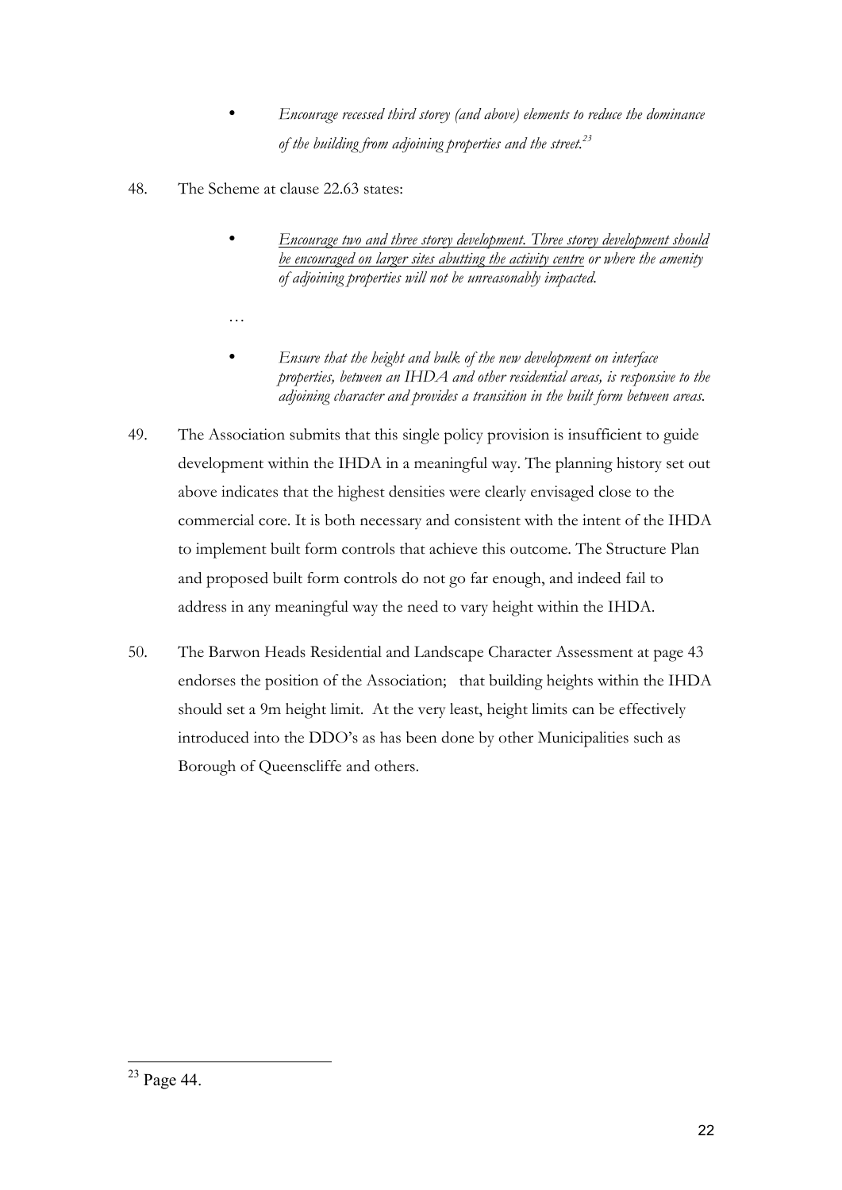- *Encourage recessed third storey (and above) elements to reduce the dominance of the building from adjoining properties and the street.*[23]

48. The Scheme at clause 22.63 states:

    - *<u>Encourage two and three storey development. Three storey development should be encouraged on larger sites abutting the activity centre</u> or where the amenity of adjoining properties will not be unreasonably impacted.*

    …

    - *Ensure that the height and bulk of the new development on interface properties, between an IHDA and other residential areas, is responsive to the adjoining character and provides a transition in the built form between areas.*

49. The Association submits that this single policy provision is insufficient to guide development within the IHDA in a meaningful way. The planning history set out above indicates that the highest densities were clearly envisaged close to the commercial core. It is both necessary and consistent with the intent of the IHDA to implement built form controls that achieve this outcome. The Structure Plan and proposed built form controls do not go far enough, and indeed fail to address in any meaningful way the need to vary height within the IHDA.

50. The Barwon Heads Residential and Landscape Character Assessment at page 43 endorses the position of the Association; that building heights within the IHDA should set a 9m height limit. At the very least, height limits can be effectively introduced into the DDO's as has been done by other Municipalities such as Borough of Queenscliffe and others.

---

[23] Page 44.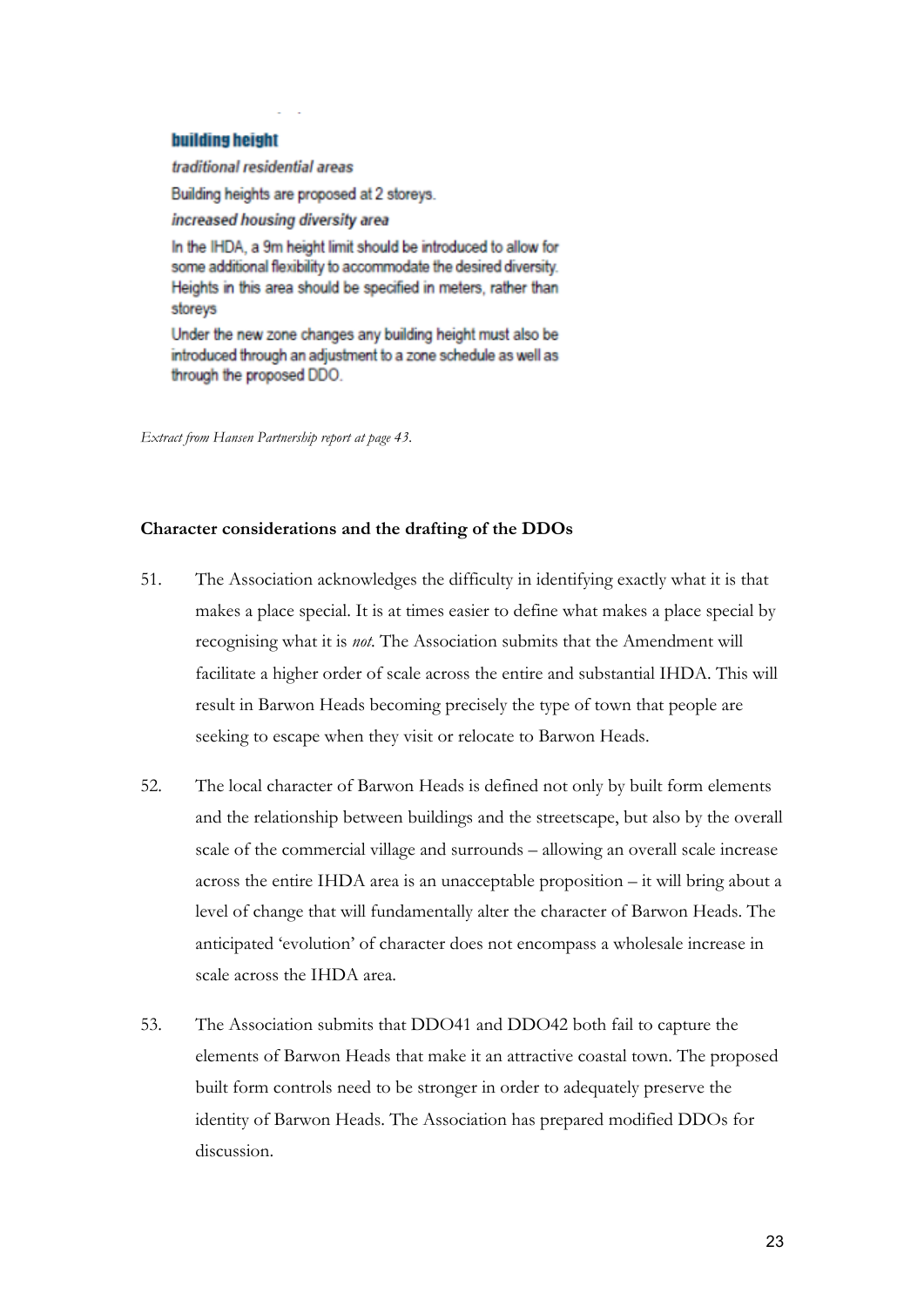**building height**

***traditional residential areas***

Building heights are proposed at 2 storeys.

***increased housing diversity area***

In the IHDA, a 9m height limit should be introduced to allow for some additional flexibility to accommodate the desired diversity. Heights in this area should be specified in meters, rather than storeys

Under the new zone changes any building height must also be introduced through an adjustment to a zone schedule as well as through the proposed DDO.

*Extract from Hansen Partnership report at page 43.*

**Character considerations and the drafting of the DDOs**

51. The Association acknowledges the difficulty in identifying exactly what it is that makes a place special. It is at times easier to define what makes a place special by recognising what it is *not*. The Association submits that the Amendment will facilitate a higher order of scale across the entire and substantial IHDA. This will result in Barwon Heads becoming precisely the type of town that people are seeking to escape when they visit or relocate to Barwon Heads.

52. The local character of Barwon Heads is defined not only by built form elements and the relationship between buildings and the streetscape, but also by the overall scale of the commercial village and surrounds – allowing an overall scale increase across the entire IHDA area is an unacceptable proposition – it will bring about a level of change that will fundamentally alter the character of Barwon Heads. The anticipated 'evolution' of character does not encompass a wholesale increase in scale across the IHDA area.

53. The Association submits that DDO41 and DDO42 both fail to capture the elements of Barwon Heads that make it an attractive coastal town. The proposed built form controls need to be stronger in order to adequately preserve the identity of Barwon Heads. The Association has prepared modified DDOs for discussion.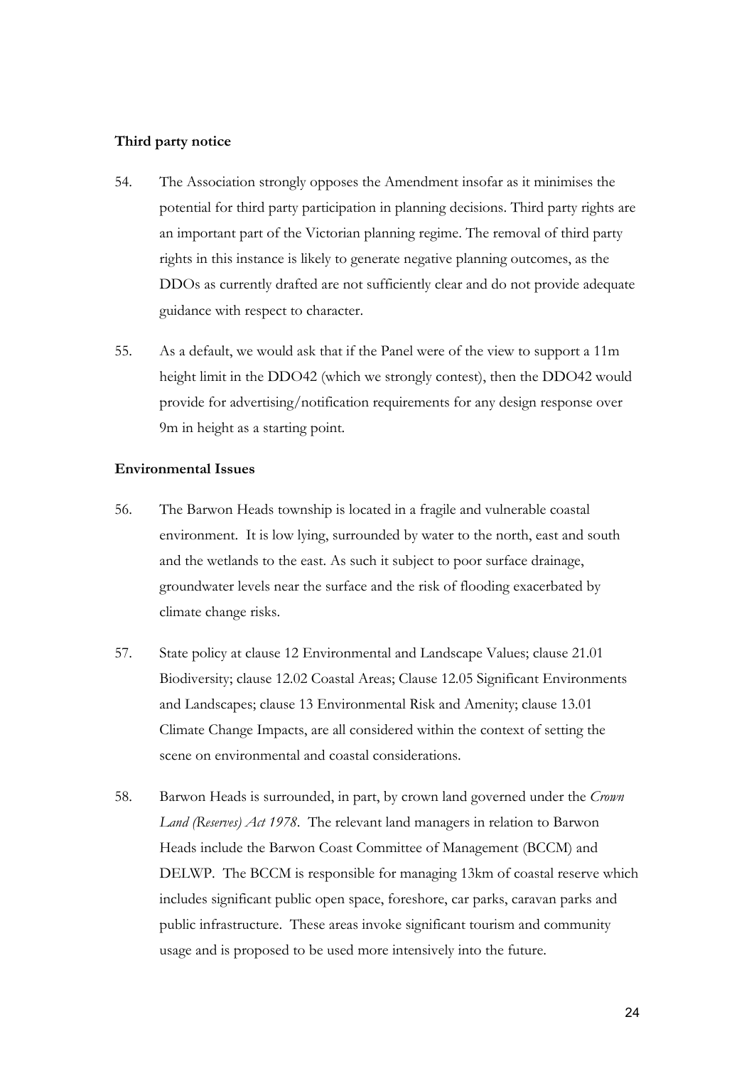**Third party notice**

54. The Association strongly opposes the Amendment insofar as it minimises the potential for third party participation in planning decisions. Third party rights are an important part of the Victorian planning regime. The removal of third party rights in this instance is likely to generate negative planning outcomes, as the DDOs as currently drafted are not sufficiently clear and do not provide adequate guidance with respect to character.

55. As a default, we would ask that if the Panel were of the view to support a 11m height limit in the DDO42 (which we strongly contest), then the DDO42 would provide for advertising/notification requirements for any design response over 9m in height as a starting point.

**Environmental Issues**

56. The Barwon Heads township is located in a fragile and vulnerable coastal environment. It is low lying, surrounded by water to the north, east and south and the wetlands to the east. As such it subject to poor surface drainage, groundwater levels near the surface and the risk of flooding exacerbated by climate change risks.

57. State policy at clause 12 Environmental and Landscape Values; clause 21.01 Biodiversity; clause 12.02 Coastal Areas; Clause 12.05 Significant Environments and Landscapes; clause 13 Environmental Risk and Amenity; clause 13.01 Climate Change Impacts, are all considered within the context of setting the scene on environmental and coastal considerations.

58. Barwon Heads is surrounded, in part, by crown land governed under the *Crown Land (Reserves) Act 1978*. The relevant land managers in relation to Barwon Heads include the Barwon Coast Committee of Management (BCCM) and DELWP. The BCCM is responsible for managing 13km of coastal reserve which includes significant public open space, foreshore, car parks, caravan parks and public infrastructure. These areas invoke significant tourism and community usage and is proposed to be used more intensively into the future.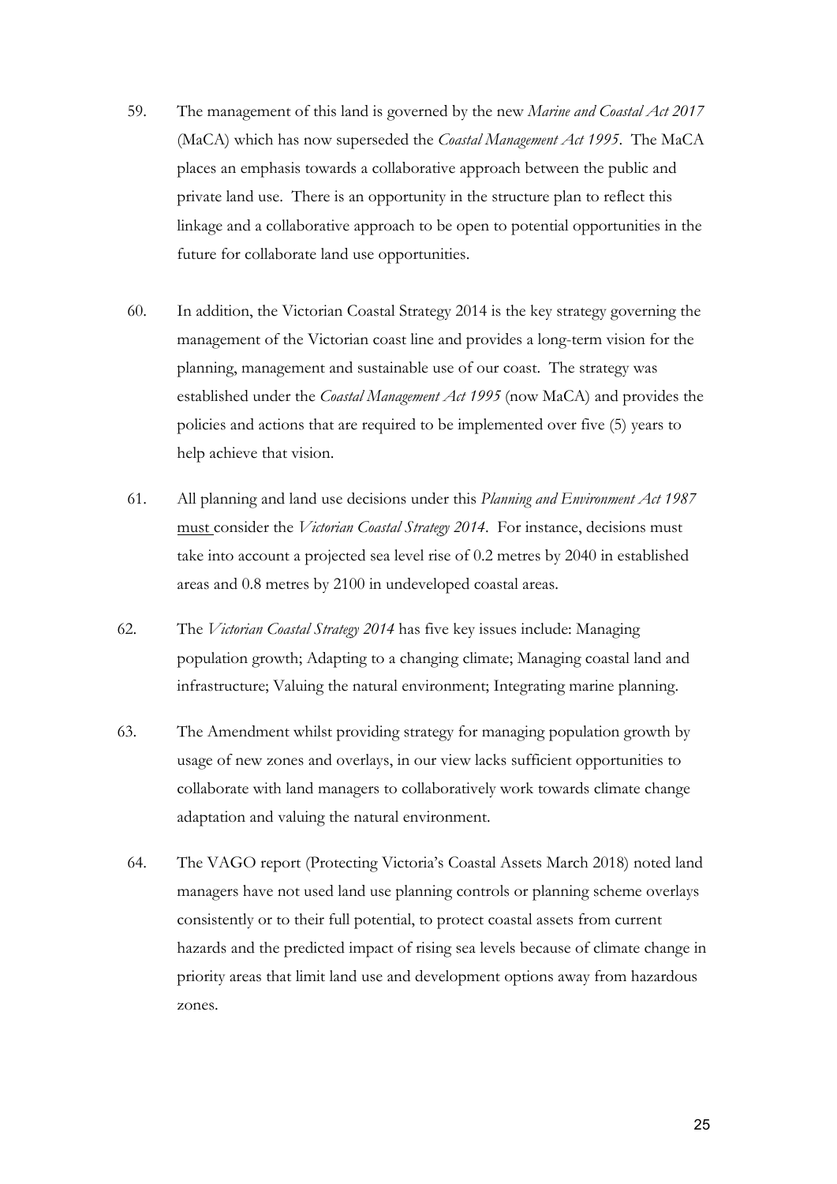59. The management of this land is governed by the new *Marine and Coastal Act 2017* (MaCA) which has now superseded the *Coastal Management Act 1995*. The MaCA places an emphasis towards a collaborative approach between the public and private land use. There is an opportunity in the structure plan to reflect this linkage and a collaborative approach to be open to potential opportunities in the future for collaborate land use opportunities.

60. In addition, the Victorian Coastal Strategy 2014 is the key strategy governing the management of the Victorian coast line and provides a long-term vision for the planning, management and sustainable use of our coast. The strategy was established under the *Coastal Management Act 1995* (now MaCA) and provides the policies and actions that are required to be implemented over five (5) years to help achieve that vision.

61. All planning and land use decisions under this *Planning and Environment Act 1987* <u>must</u> consider the *Victorian Coastal Strategy 2014*. For instance, decisions must take into account a projected sea level rise of 0.2 metres by 2040 in established areas and 0.8 metres by 2100 in undeveloped coastal areas.

62. The *Victorian Coastal Strategy 2014* has five key issues include: Managing population growth; Adapting to a changing climate; Managing coastal land and infrastructure; Valuing the natural environment; Integrating marine planning.

63. The Amendment whilst providing strategy for managing population growth by usage of new zones and overlays, in our view lacks sufficient opportunities to collaborate with land managers to collaboratively work towards climate change adaptation and valuing the natural environment.

64. The VAGO report (Protecting Victoria's Coastal Assets March 2018) noted land managers have not used land use planning controls or planning scheme overlays consistently or to their full potential, to protect coastal assets from current hazards and the predicted impact of rising sea levels because of climate change in priority areas that limit land use and development options away from hazardous zones.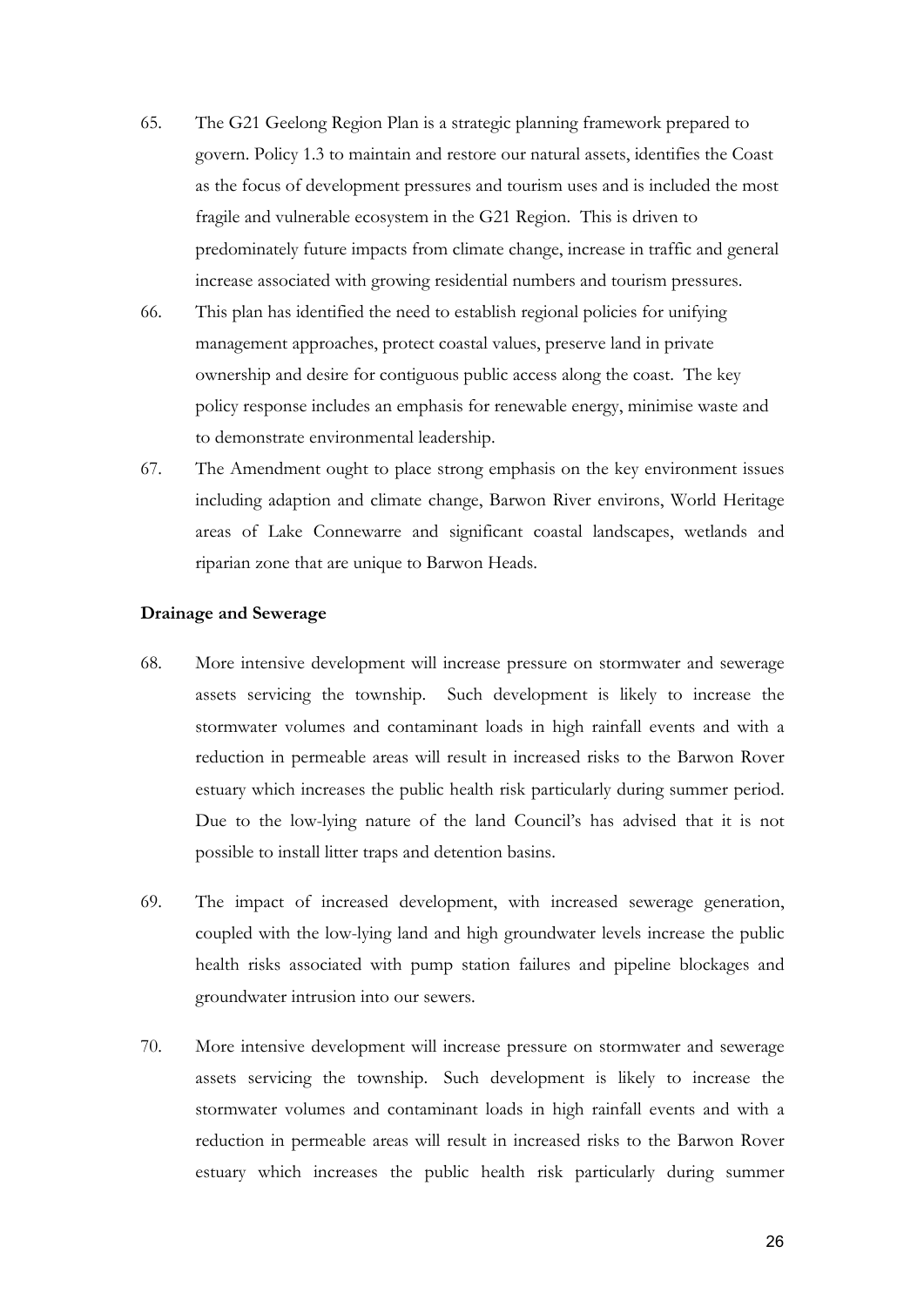65. The G21 Geelong Region Plan is a strategic planning framework prepared to govern. Policy 1.3 to maintain and restore our natural assets, identifies the Coast as the focus of development pressures and tourism uses and is included the most fragile and vulnerable ecosystem in the G21 Region. This is driven to predominately future impacts from climate change, increase in traffic and general increase associated with growing residential numbers and tourism pressures.

66. This plan has identified the need to establish regional policies for unifying management approaches, protect coastal values, preserve land in private ownership and desire for contiguous public access along the coast. The key policy response includes an emphasis for renewable energy, minimise waste and to demonstrate environmental leadership.

67. The Amendment ought to place strong emphasis on the key environment issues including adaption and climate change, Barwon River environs, World Heritage areas of Lake Connewarre and significant coastal landscapes, wetlands and riparian zone that are unique to Barwon Heads.

**Drainage and Sewerage**

68. More intensive development will increase pressure on stormwater and sewerage assets servicing the township. Such development is likely to increase the stormwater volumes and contaminant loads in high rainfall events and with a reduction in permeable areas will result in increased risks to the Barwon Rover estuary which increases the public health risk particularly during summer period. Due to the low-lying nature of the land Council's has advised that it is not possible to install litter traps and detention basins.

69. The impact of increased development, with increased sewerage generation, coupled with the low-lying land and high groundwater levels increase the public health risks associated with pump station failures and pipeline blockages and groundwater intrusion into our sewers.

70. More intensive development will increase pressure on stormwater and sewerage assets servicing the township. Such development is likely to increase the stormwater volumes and contaminant loads in high rainfall events and with a reduction in permeable areas will result in increased risks to the Barwon Rover estuary which increases the public health risk particularly during summer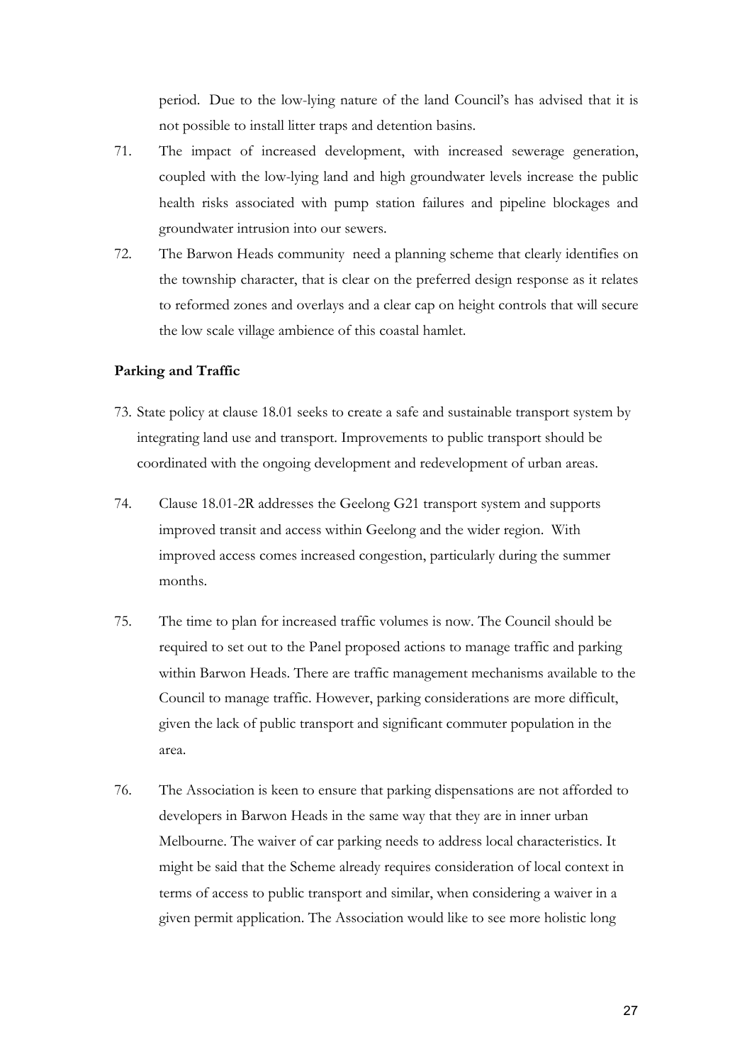period. Due to the low-lying nature of the land Council's has advised that it is not possible to install litter traps and detention basins.

71. The impact of increased development, with increased sewerage generation, coupled with the low-lying land and high groundwater levels increase the public health risks associated with pump station failures and pipeline blockages and groundwater intrusion into our sewers.

72. The Barwon Heads community need a planning scheme that clearly identifies on the township character, that is clear on the preferred design response as it relates to reformed zones and overlays and a clear cap on height controls that will secure the low scale village ambience of this coastal hamlet.

**Parking and Traffic**

73. State policy at clause 18.01 seeks to create a safe and sustainable transport system by integrating land use and transport. Improvements to public transport should be coordinated with the ongoing development and redevelopment of urban areas.

74. Clause 18.01-2R addresses the Geelong G21 transport system and supports improved transit and access within Geelong and the wider region. With improved access comes increased congestion, particularly during the summer months.

75. The time to plan for increased traffic volumes is now. The Council should be required to set out to the Panel proposed actions to manage traffic and parking within Barwon Heads. There are traffic management mechanisms available to the Council to manage traffic. However, parking considerations are more difficult, given the lack of public transport and significant commuter population in the area.

76. The Association is keen to ensure that parking dispensations are not afforded to developers in Barwon Heads in the same way that they are in inner urban Melbourne. The waiver of car parking needs to address local characteristics. It might be said that the Scheme already requires consideration of local context in terms of access to public transport and similar, when considering a waiver in a given permit application. The Association would like to see more holistic long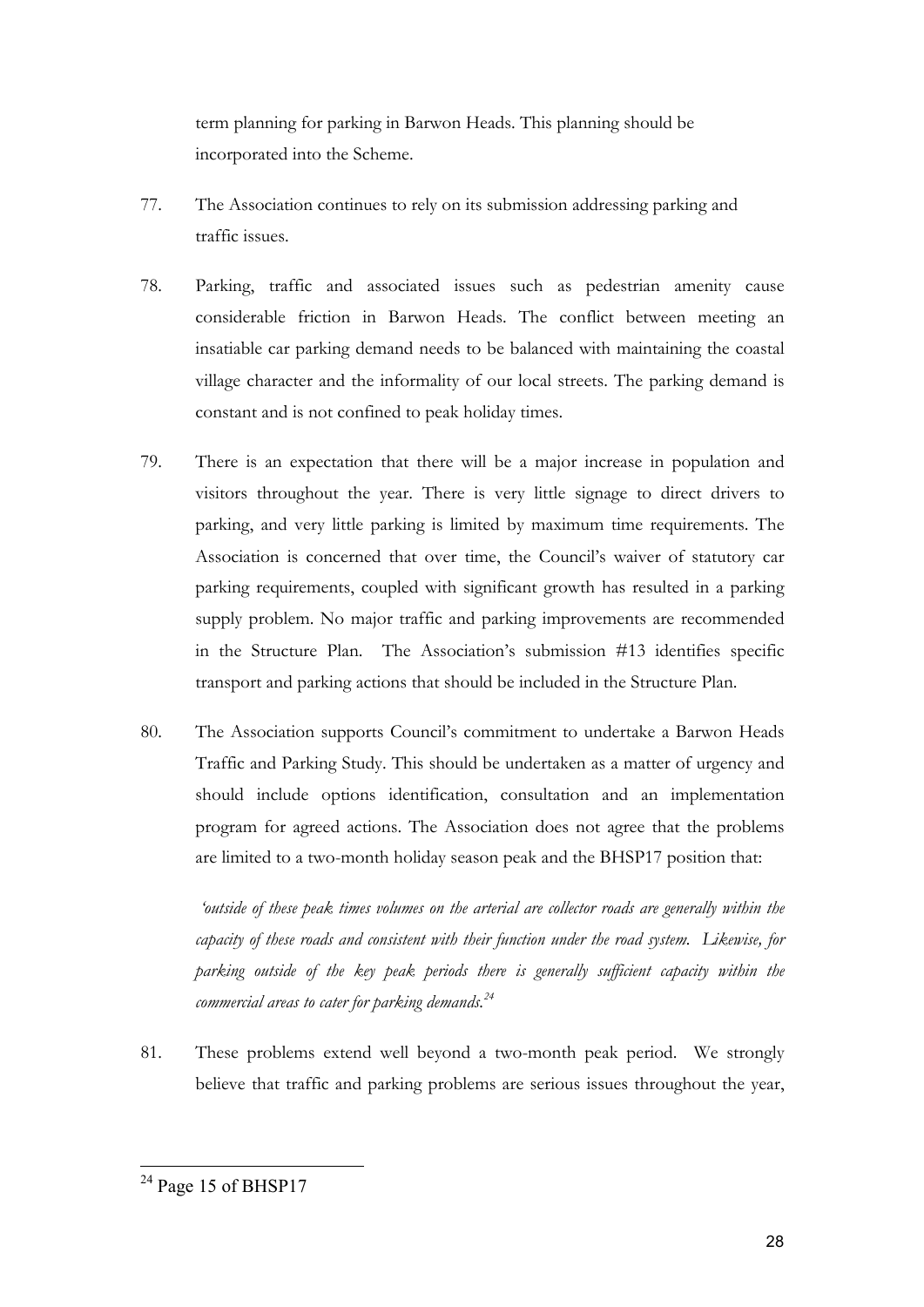term planning for parking in Barwon Heads. This planning should be incorporated into the Scheme.

77. The Association continues to rely on its submission addressing parking and traffic issues.

78. Parking, traffic and associated issues such as pedestrian amenity cause considerable friction in Barwon Heads. The conflict between meeting an insatiable car parking demand needs to be balanced with maintaining the coastal village character and the informality of our local streets. The parking demand is constant and is not confined to peak holiday times.

79. There is an expectation that there will be a major increase in population and visitors throughout the year. There is very little signage to direct drivers to parking, and very little parking is limited by maximum time requirements. The Association is concerned that over time, the Council's waiver of statutory car parking requirements, coupled with significant growth has resulted in a parking supply problem. No major traffic and parking improvements are recommended in the Structure Plan. The Association's submission #13 identifies specific transport and parking actions that should be included in the Structure Plan.

80. The Association supports Council's commitment to undertake a Barwon Heads Traffic and Parking Study. This should be undertaken as a matter of urgency and should include options identification, consultation and an implementation program for agreed actions. The Association does not agree that the problems are limited to a two-month holiday season peak and the BHSP17 position that:

*'outside of these peak times volumes on the arterial are collector roads are generally within the capacity of these roads and consistent with their function under the road system. Likewise, for parking outside of the key peak periods there is generally sufficient capacity within the commercial areas to cater for parking demands.*[24]

81. These problems extend well beyond a two-month peak period. We strongly believe that traffic and parking problems are serious issues throughout the year,

[24] Page 15 of BHSP17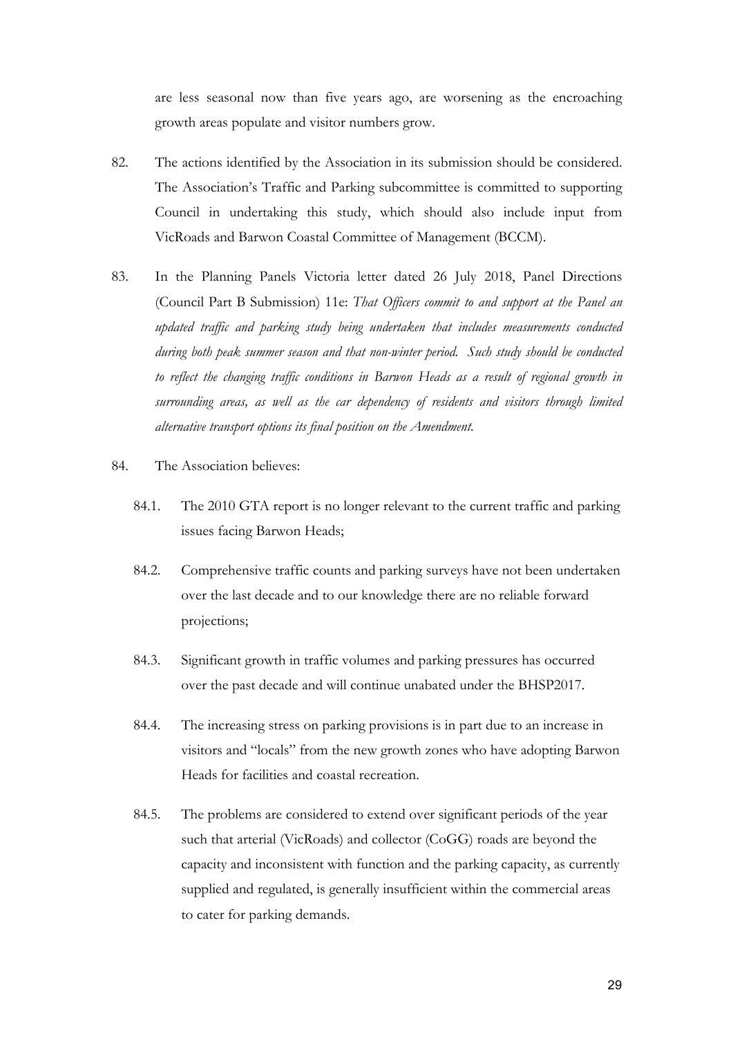are less seasonal now than five years ago, are worsening as the encroaching growth areas populate and visitor numbers grow.

82. The actions identified by the Association in its submission should be considered. The Association's Traffic and Parking subcommittee is committed to supporting Council in undertaking this study, which should also include input from VicRoads and Barwon Coastal Committee of Management (BCCM).

83. In the Planning Panels Victoria letter dated 26 July 2018, Panel Directions (Council Part B Submission) 11e: *That Officers commit to and support at the Panel an updated traffic and parking study being undertaken that includes measurements conducted during both peak summer season and that non-winter period. Such study should be conducted to reflect the changing traffic conditions in Barwon Heads as a result of regional growth in surrounding areas, as well as the car dependency of residents and visitors through limited alternative transport options its final position on the Amendment.*

84. The Association believes:

    84.1. The 2010 GTA report is no longer relevant to the current traffic and parking issues facing Barwon Heads;

    84.2. Comprehensive traffic counts and parking surveys have not been undertaken over the last decade and to our knowledge there are no reliable forward projections;

    84.3. Significant growth in traffic volumes and parking pressures has occurred over the past decade and will continue unabated under the BHSP2017.

    84.4. The increasing stress on parking provisions is in part due to an increase in visitors and "locals" from the new growth zones who have adopting Barwon Heads for facilities and coastal recreation.

    84.5. The problems are considered to extend over significant periods of the year such that arterial (VicRoads) and collector (CoGG) roads are beyond the capacity and inconsistent with function and the parking capacity, as currently supplied and regulated, is generally insufficient within the commercial areas to cater for parking demands.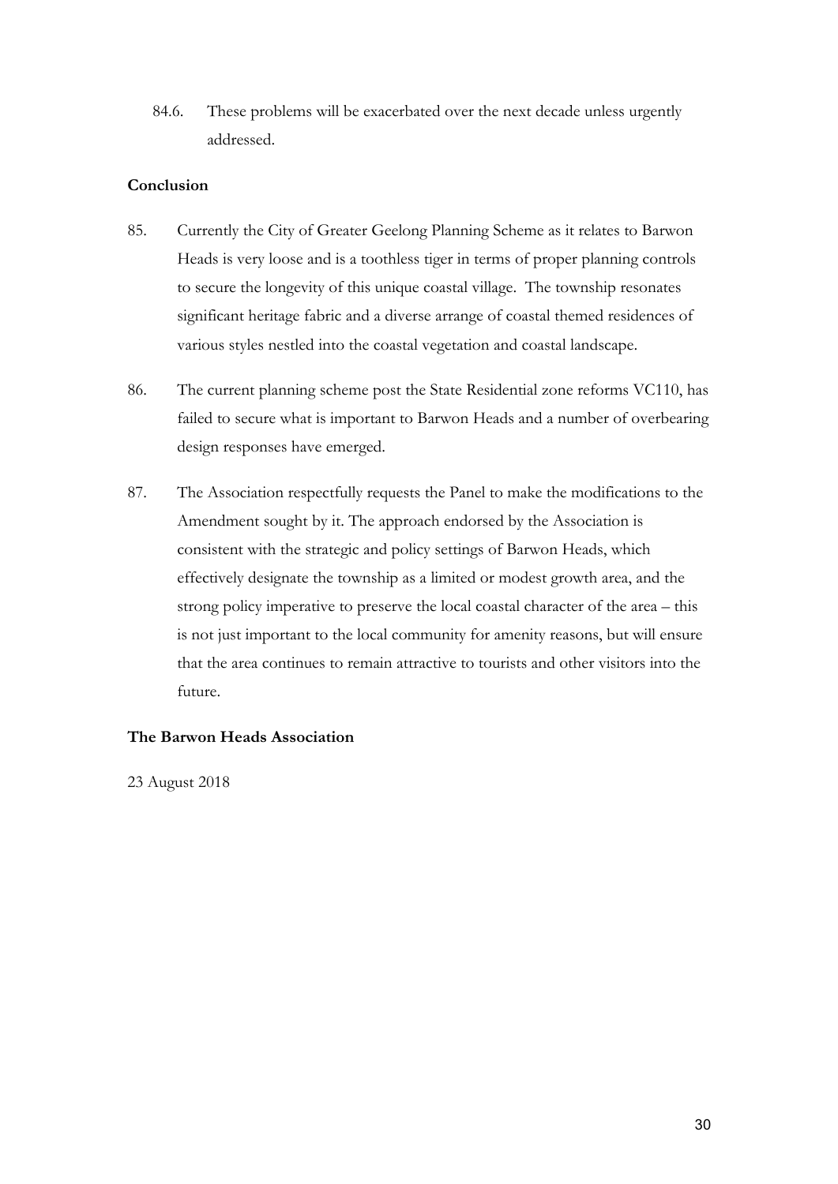84.6. These problems will be exacerbated over the next decade unless urgently addressed.

**Conclusion**

85. Currently the City of Greater Geelong Planning Scheme as it relates to Barwon Heads is very loose and is a toothless tiger in terms of proper planning controls to secure the longevity of this unique coastal village. The township resonates significant heritage fabric and a diverse arrange of coastal themed residences of various styles nestled into the coastal vegetation and coastal landscape.

86. The current planning scheme post the State Residential zone reforms VC110, has failed to secure what is important to Barwon Heads and a number of overbearing design responses have emerged.

87. The Association respectfully requests the Panel to make the modifications to the Amendment sought by it. The approach endorsed by the Association is consistent with the strategic and policy settings of Barwon Heads, which effectively designate the township as a limited or modest growth area, and the strong policy imperative to preserve the local coastal character of the area – this is not just important to the local community for amenity reasons, but will ensure that the area continues to remain attractive to tourists and other visitors into the future.

**The Barwon Heads Association**

23 August 2018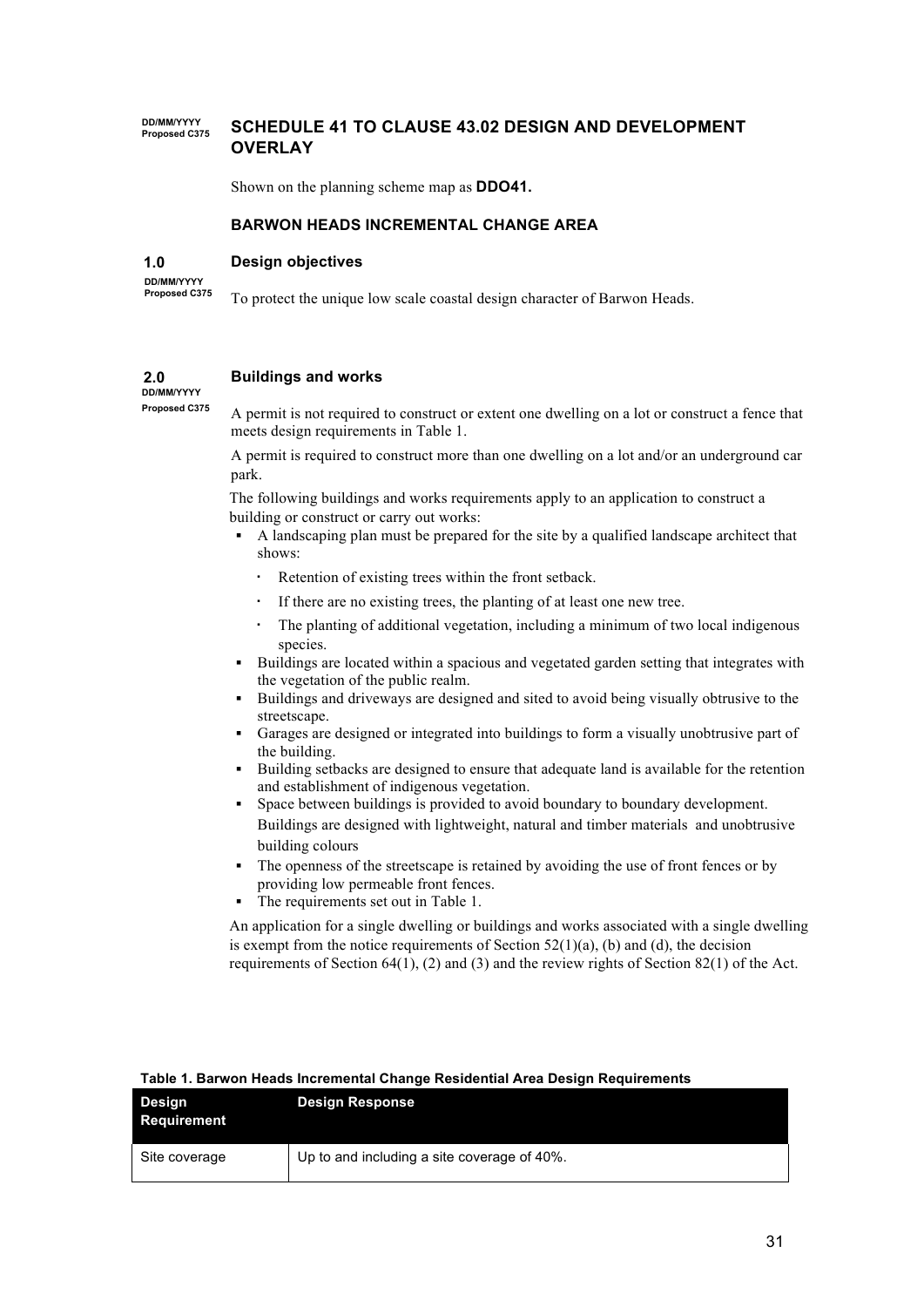DD/MM/YYYY
Proposed C375

# SCHEDULE 41 TO CLAUSE 43.02 DESIGN AND DEVELOPMENT OVERLAY

Shown on the planning scheme map as **DDO41.**

### BARWON HEADS INCREMENTAL CHANGE AREA

## 1.0 Design objectives

DD/MM/YYYY
Proposed C375

To protect the unique low scale coastal design character of Barwon Heads.

## 2.0 Buildings and works

DD/MM/YYYY
Proposed C375

A permit is not required to construct or extent one dwelling on a lot or construct a fence that meets design requirements in Table 1.

A permit is required to construct more than one dwelling on a lot and/or an underground car park.

The following buildings and works requirements apply to an application to construct a building or construct or carry out works:

- A landscaping plan must be prepared for the site by a qualified landscape architect that shows:
  - Retention of existing trees within the front setback.
  - If there are no existing trees, the planting of at least one new tree.
  - The planting of additional vegetation, including a minimum of two local indigenous species.
- Buildings are located within a spacious and vegetated garden setting that integrates with the vegetation of the public realm.
- Buildings and driveways are designed and sited to avoid being visually obtrusive to the streetscape.
- Garages are designed or integrated into buildings to form a visually unobtrusive part of the building.
- Building setbacks are designed to ensure that adequate land is available for the retention and establishment of indigenous vegetation.
- Space between buildings is provided to avoid boundary to boundary development. Buildings are designed with lightweight, natural and timber materials and unobtrusive building colours
- The openness of the streetscape is retained by avoiding the use of front fences or by providing low permeable front fences.
- The requirements set out in Table 1.

An application for a single dwelling or buildings and works associated with a single dwelling is exempt from the notice requirements of Section 52(1)(a), (b) and (d), the decision requirements of Section 64(1), (2) and (3) and the review rights of Section 82(1) of the Act.

**Table 1. Barwon Heads Incremental Change Residential Area Design Requirements**

| Design Requirement | Design Response |
| --- | --- |
| Site coverage | Up to and including a site coverage of 40%. |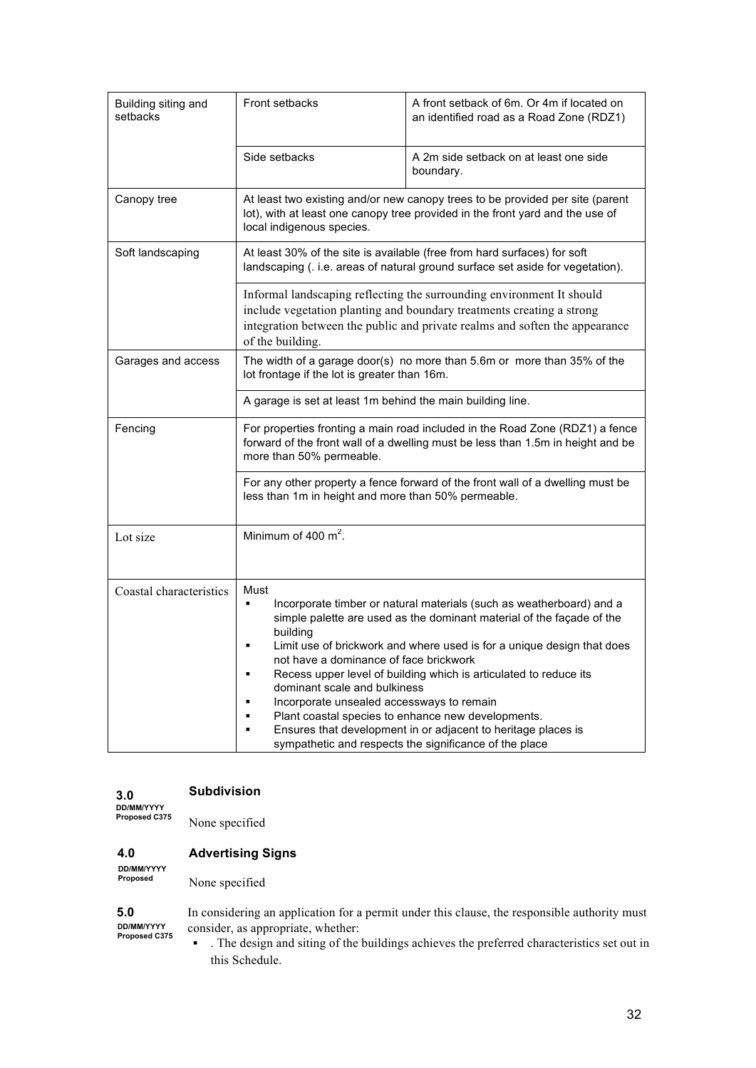| | | |
|---|---|---|
| Building siting and setbacks | Front setbacks | A front setback of 6m. Or 4m if located on an identified road as a Road Zone (RDZ1) |
| | Side setbacks | A 2m side setback on at least one side boundary. |
| Canopy tree | At least two existing and/or new canopy trees to be provided per site (parent lot), with at least one canopy tree provided in the front yard and the use of local indigenous species. | |
| Soft landscaping | At least 30% of the site is available (free from hard surfaces) for soft landscaping (. i.e. areas of natural ground surface set aside for vegetation). | |
| | Informal landscaping reflecting the surrounding environment It should include vegetation planting and boundary treatments creating a strong integration between the public and private realms and soften the appearance of the building. | |
| Garages and access | The width of a garage door(s) no more than 5.6m or more than 35% of the lot frontage if the lot is greater than 16m. | |
| | A garage is set at least 1m behind the main building line. | |
| Fencing | For properties fronting a main road included in the Road Zone (RDZ1) a fence forward of the front wall of a dwelling must be less than 1.5m in height and be more than 50% permeable. | |
| | For any other property a fence forward of the front wall of a dwelling must be less than 1m in height and more than 50% permeable. | |
| Lot size | Minimum of 400 m$^2$. | |
| Coastal characteristics | Must<br>▪ Incorporate timber or natural materials (such as weatherboard) and a simple palette are used as the dominant material of the façade of the building<br>▪ Limit use of brickwork and where used is for a unique design that does not have a dominance of face brickwork<br>▪ Recess upper level of building which is articulated to reduce its dominant scale and bulkiness<br>▪ Incorporate unsealed accessways to remain<br>▪ Plant coastal species to enhance new developments.<br>▪ Ensures that development in or adjacent to heritage places is sympathetic and respects the significance of the place | |

**3.0**
DD/MM/YYYY
Proposed C375

## Subdivision

None specified

**4.0**
DD/MM/YYYY
Proposed

## Advertising Signs

None specified

**5.0**
DD/MM/YYYY
Proposed C375

In considering an application for a permit under this clause, the responsible authority must consider, as appropriate, whether:

- . The design and siting of the buildings achieves the preferred characteristics set out in this Schedule.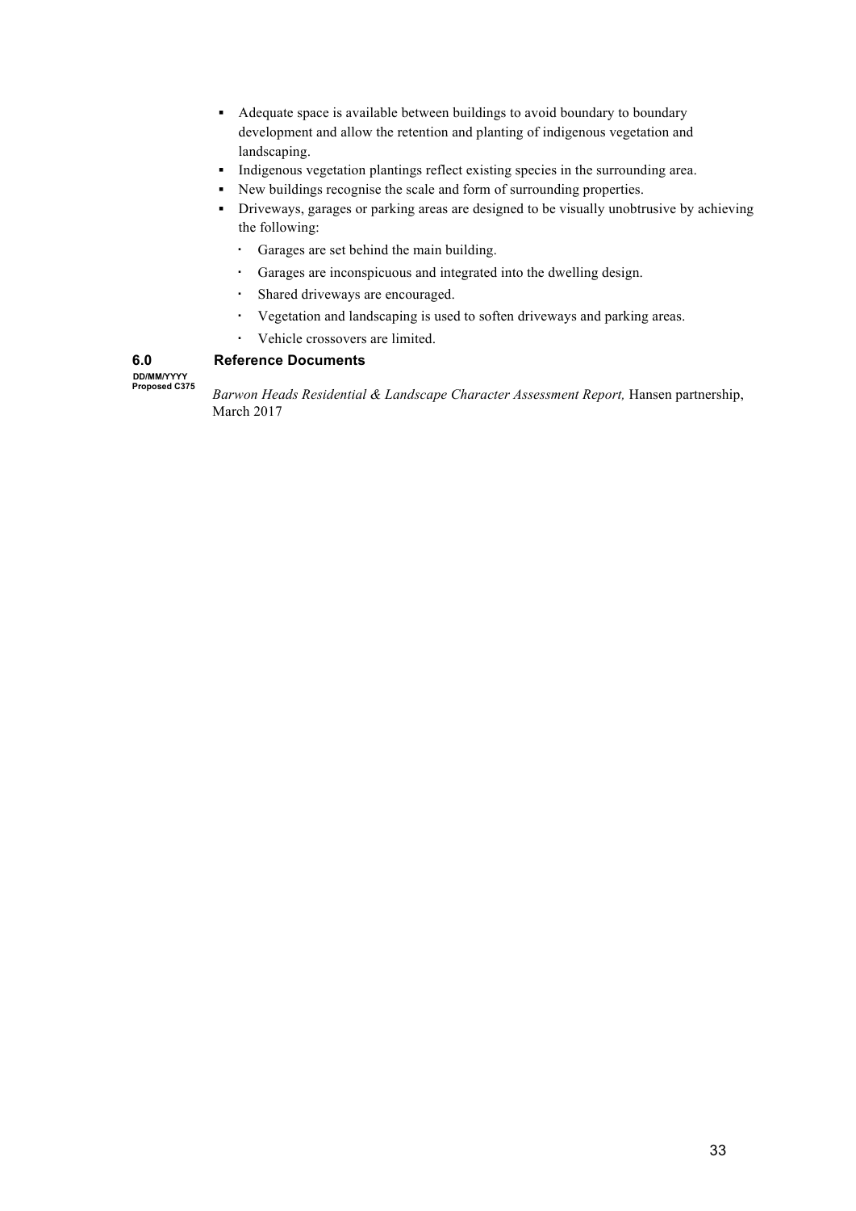- Adequate space is available between buildings to avoid boundary to boundary development and allow the retention and planting of indigenous vegetation and landscaping.
- Indigenous vegetation plantings reflect existing species in the surrounding area.
- New buildings recognise the scale and form of surrounding properties.
- Driveways, garages or parking areas are designed to be visually unobtrusive by achieving the following:
  - Garages are set behind the main building.
  - Garages are inconspicuous and integrated into the dwelling design.
  - Shared driveways are encouraged.
  - Vegetation and landscaping is used to soften driveways and parking areas.
  - Vehicle crossovers are limited.

## 6.0 Reference Documents

DD/MM/YYYY
Proposed C375

*Barwon Heads Residential & Landscape Character Assessment Report,* Hansen partnership, March 2017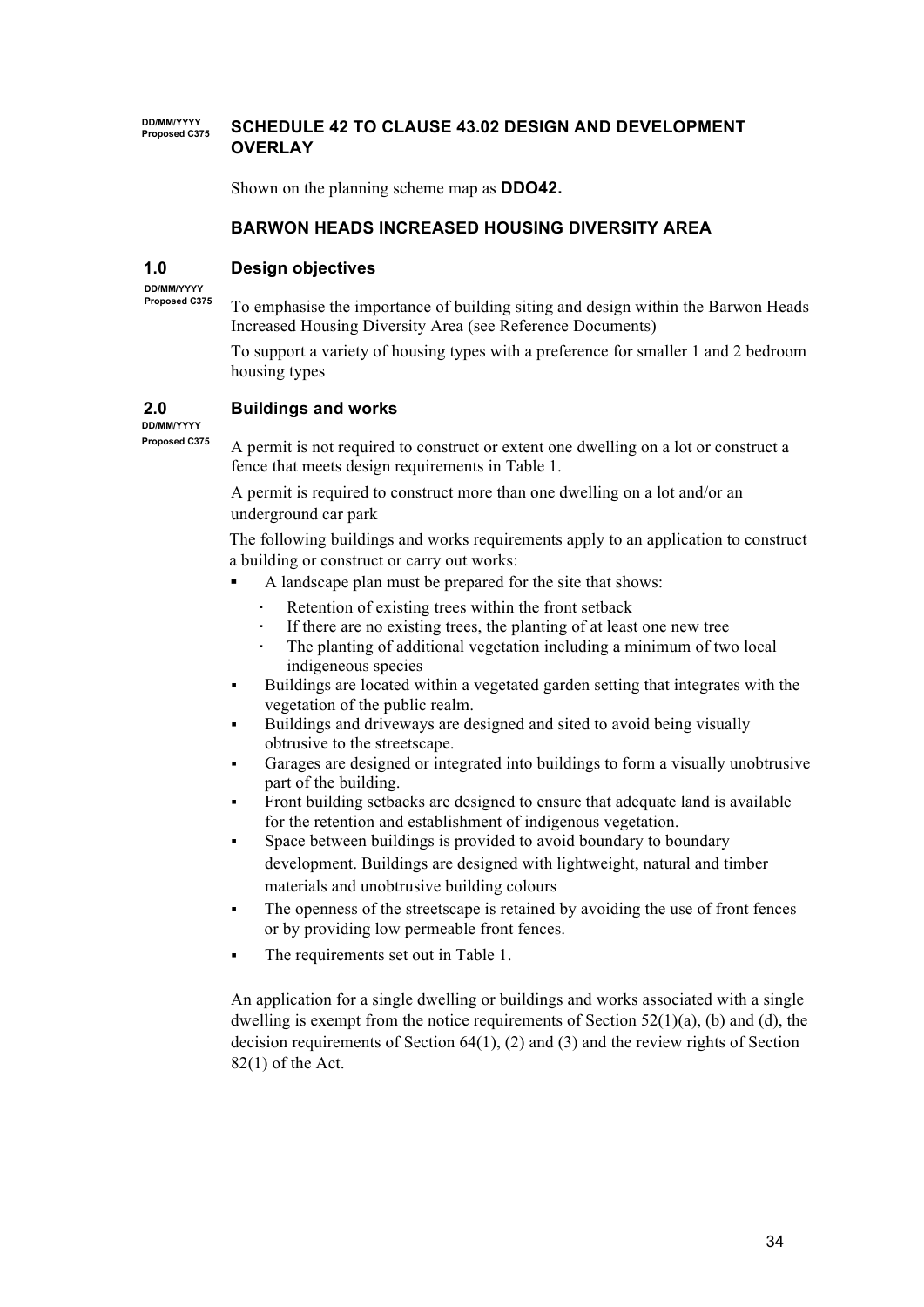DD/MM/YYYY
Proposed C375

## SCHEDULE 42 TO CLAUSE 43.02 DESIGN AND DEVELOPMENT OVERLAY

Shown on the planning scheme map as **DDO42.**

### BARWON HEADS INCREASED HOUSING DIVERSITY AREA

### 1.0 Design objectives

DD/MM/YYYY
Proposed C375

To emphasise the importance of building siting and design within the Barwon Heads Increased Housing Diversity Area (see Reference Documents)

To support a variety of housing types with a preference for smaller 1 and 2 bedroom housing types

### 2.0 Buildings and works

DD/MM/YYYY
Proposed C375

A permit is not required to construct or extent one dwelling on a lot or construct a fence that meets design requirements in Table 1.

A permit is required to construct more than one dwelling on a lot and/or an underground car park

The following buildings and works requirements apply to an application to construct a building or construct or carry out works:

- A landscape plan must be prepared for the site that shows:
  - Retention of existing trees within the front setback
  - If there are no existing trees, the planting of at least one new tree
  - The planting of additional vegetation including a minimum of two local indigeneous species
- Buildings are located within a vegetated garden setting that integrates with the vegetation of the public realm.
- Buildings and driveways are designed and sited to avoid being visually obtrusive to the streetscape.
- Garages are designed or integrated into buildings to form a visually unobtrusive part of the building.
- Front building setbacks are designed to ensure that adequate land is available for the retention and establishment of indigenous vegetation.
- Space between buildings is provided to avoid boundary to boundary development. Buildings are designed with lightweight, natural and timber materials and unobtrusive building colours
- The openness of the streetscape is retained by avoiding the use of front fences or by providing low permeable front fences.
- The requirements set out in Table 1.

An application for a single dwelling or buildings and works associated with a single dwelling is exempt from the notice requirements of Section 52(1)(a), (b) and (d), the decision requirements of Section 64(1), (2) and (3) and the review rights of Section 82(1) of the Act.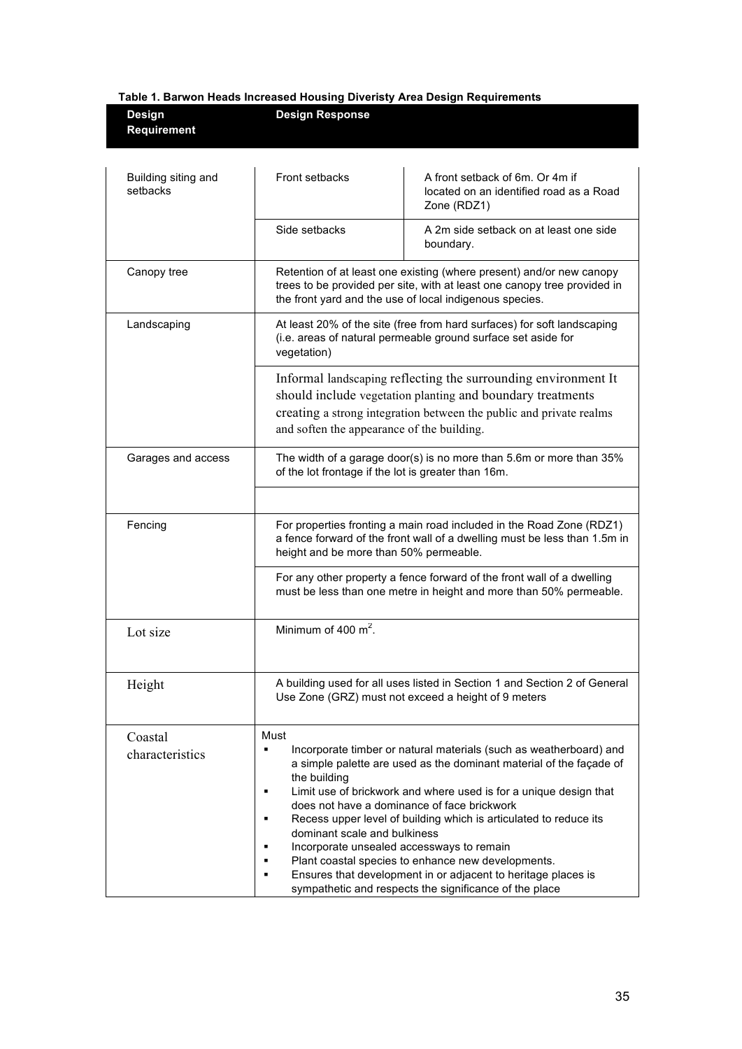**Table 1. Barwon Heads Increased Housing Diveristy Area Design Requirements**

| Design Requirement | Design Response | |
|---|---|---|
| Building siting and setbacks | Front setbacks | A front setback of 6m. Or 4m if located on an identified road as a Road Zone (RDZ1) |
| | Side setbacks | A 2m side setback on at least one side boundary. |
| Canopy tree | Retention of at least one existing (where present) and/or new canopy trees to be provided per site, with at least one canopy tree provided in the front yard and the use of local indigenous species. | |
| Landscaping | At least 20% of the site (free from hard surfaces) for soft landscaping (i.e. areas of natural permeable ground surface set aside for vegetation) | |
| | Informal landscaping reflecting the surrounding environment It should include vegetation planting and boundary treatments creating a strong integration between the public and private realms and soften the appearance of the building. | |
| Garages and access | The width of a garage door(s) is no more than 5.6m or more than 35% of the lot frontage if the lot is greater than 16m. | |
| | | |
| Fencing | For properties fronting a main road included in the Road Zone (RDZ1) a fence forward of the front wall of a dwelling must be less than 1.5m in height and be more than 50% permeable. | |
| | For any other property a fence forward of the front wall of a dwelling must be less than one metre in height and more than 50% permeable. | |
| Lot size | Minimum of 400 $m^2$. | |
| Height | A building used for all uses listed in Section 1 and Section 2 of General Use Zone (GRZ) must not exceed a height of 9 meters | |
| Coastal characteristics | Must<br>▪ Incorporate timber or natural materials (such as weatherboard) and a simple palette are used as the dominant material of the façade of the building<br>▪ Limit use of brickwork and where used is for a unique design that does not have a dominance of face brickwork<br>▪ Recess upper level of building which is articulated to reduce its dominant scale and bulkiness<br>▪ Incorporate unsealed accessways to remain<br>▪ Plant coastal species to enhance new developments.<br>▪ Ensures that development in or adjacent to heritage places is sympathetic and respects the significance of the place | |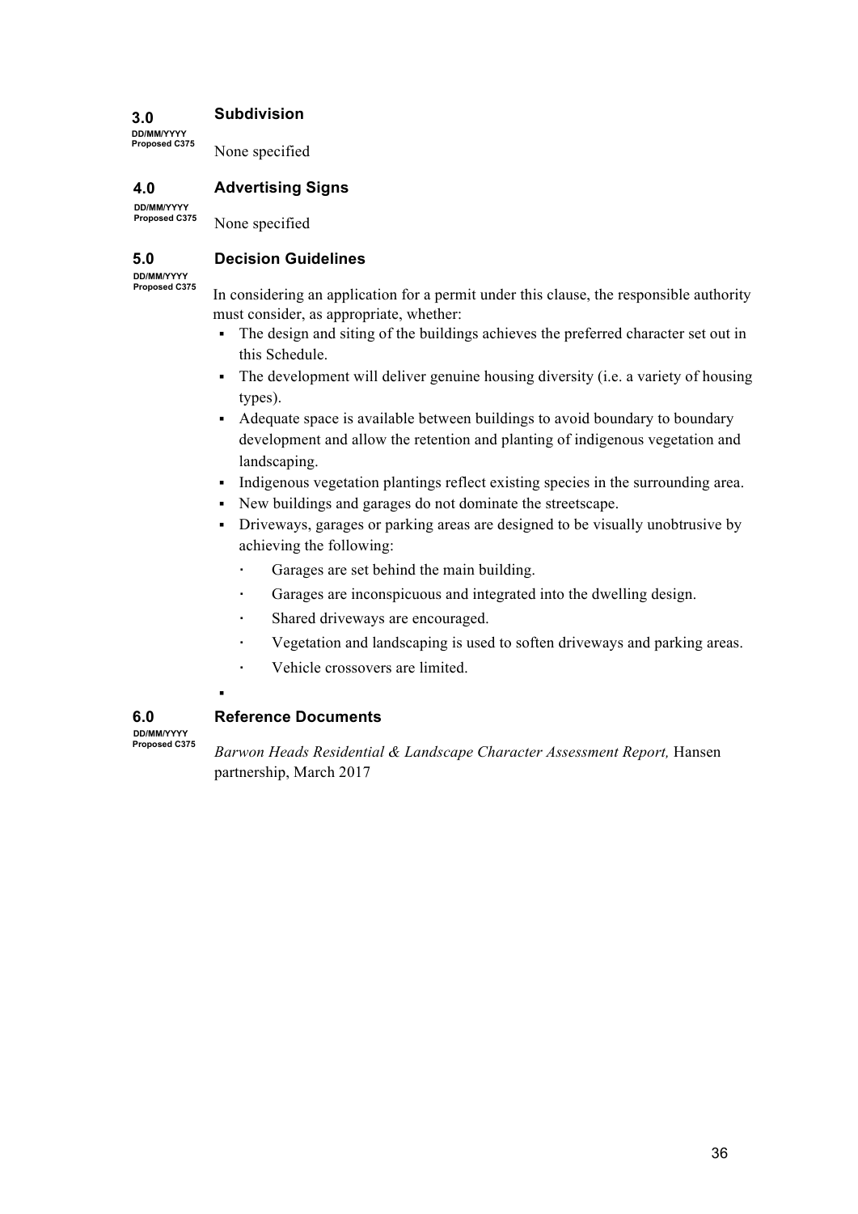## 3.0 Subdivision

DD/MM/YYYY
Proposed C375

None specified

## 4.0 Advertising Signs

DD/MM/YYYY
Proposed C375

None specified

## 5.0 Decision Guidelines

DD/MM/YYYY
Proposed C375

In considering an application for a permit under this clause, the responsible authority must consider, as appropriate, whether:

- The design and siting of the buildings achieves the preferred character set out in this Schedule.
- The development will deliver genuine housing diversity (i.e. a variety of housing types).
- Adequate space is available between buildings to avoid boundary to boundary development and allow the retention and planting of indigenous vegetation and landscaping.
- Indigenous vegetation plantings reflect existing species in the surrounding area.
- New buildings and garages do not dominate the streetscape.
- Driveways, garages or parking areas are designed to be visually unobtrusive by achieving the following:
  - Garages are set behind the main building.
  - Garages are inconspicuous and integrated into the dwelling design.
  - Shared driveways are encouraged.
  - Vegetation and landscaping is used to soften driveways and parking areas.
  - Vehicle crossovers are limited.

## 6.0 Reference Documents

DD/MM/YYYY
Proposed C375

*Barwon Heads Residential & Landscape Character Assessment Report,* Hansen partnership, March 2017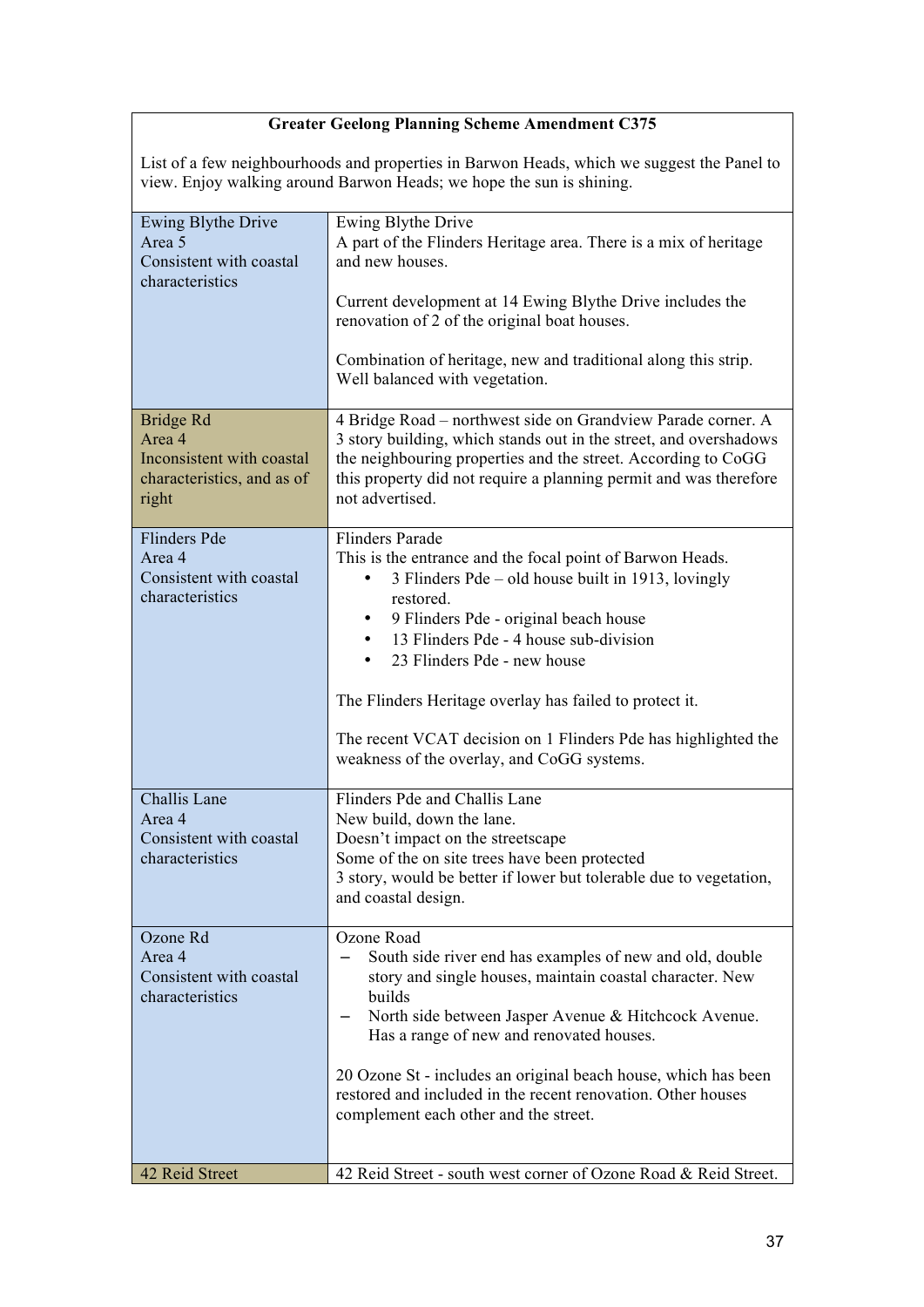| **Greater Geelong Planning Scheme Amendment C375**<br><br>List of a few neighbourhoods and properties in Barwon Heads, which we suggest the Panel to view. Enjoy walking around Barwon Heads; we hope the sun is shining. | |
|---|---|
| Ewing Blythe Drive<br>Area 5<br>Consistent with coastal characteristics | Ewing Blythe Drive<br>A part of the Flinders Heritage area. There is a mix of heritage and new houses.<br><br>Current development at 14 Ewing Blythe Drive includes the renovation of 2 of the original boat houses.<br><br>Combination of heritage, new and traditional along this strip. Well balanced with vegetation. |
| Bridge Rd<br>Area 4<br>Inconsistent with coastal characteristics, and as of right | 4 Bridge Road – northwest side on Grandview Parade corner. A 3 story building, which stands out in the street, and overshadows the neighbouring properties and the street. According to CoGG this property did not require a planning permit and was therefore not advertised. |
| Flinders Pde<br>Area 4<br>Consistent with coastal characteristics | Flinders Parade<br>This is the entrance and the focal point of Barwon Heads.<br>• 3 Flinders Pde – old house built in 1913, lovingly restored.<br>• 9 Flinders Pde - original beach house<br>• 13 Flinders Pde - 4 house sub-division<br>• 23 Flinders Pde - new house<br><br>The Flinders Heritage overlay has failed to protect it.<br><br>The recent VCAT decision on 1 Flinders Pde has highlighted the weakness of the overlay, and CoGG systems. |
| Challis Lane<br>Area 4<br>Consistent with coastal characteristics | Flinders Pde and Challis Lane<br>New build, down the lane.<br>Doesn't impact on the streetscape<br>Some of the on site trees have been protected<br>3 story, would be better if lower but tolerable due to vegetation, and coastal design. |
| Ozone Rd<br>Area 4<br>Consistent with coastal characteristics | Ozone Road<br>– South side river end has examples of new and old, double story and single houses, maintain coastal character. New builds<br>– North side between Jasper Avenue & Hitchcock Avenue. Has a range of new and renovated houses.<br><br>20 Ozone St - includes an original beach house, which has been restored and included in the recent renovation. Other houses complement each other and the street. |
| 42 Reid Street | 42 Reid Street - south west corner of Ozone Road & Reid Street. |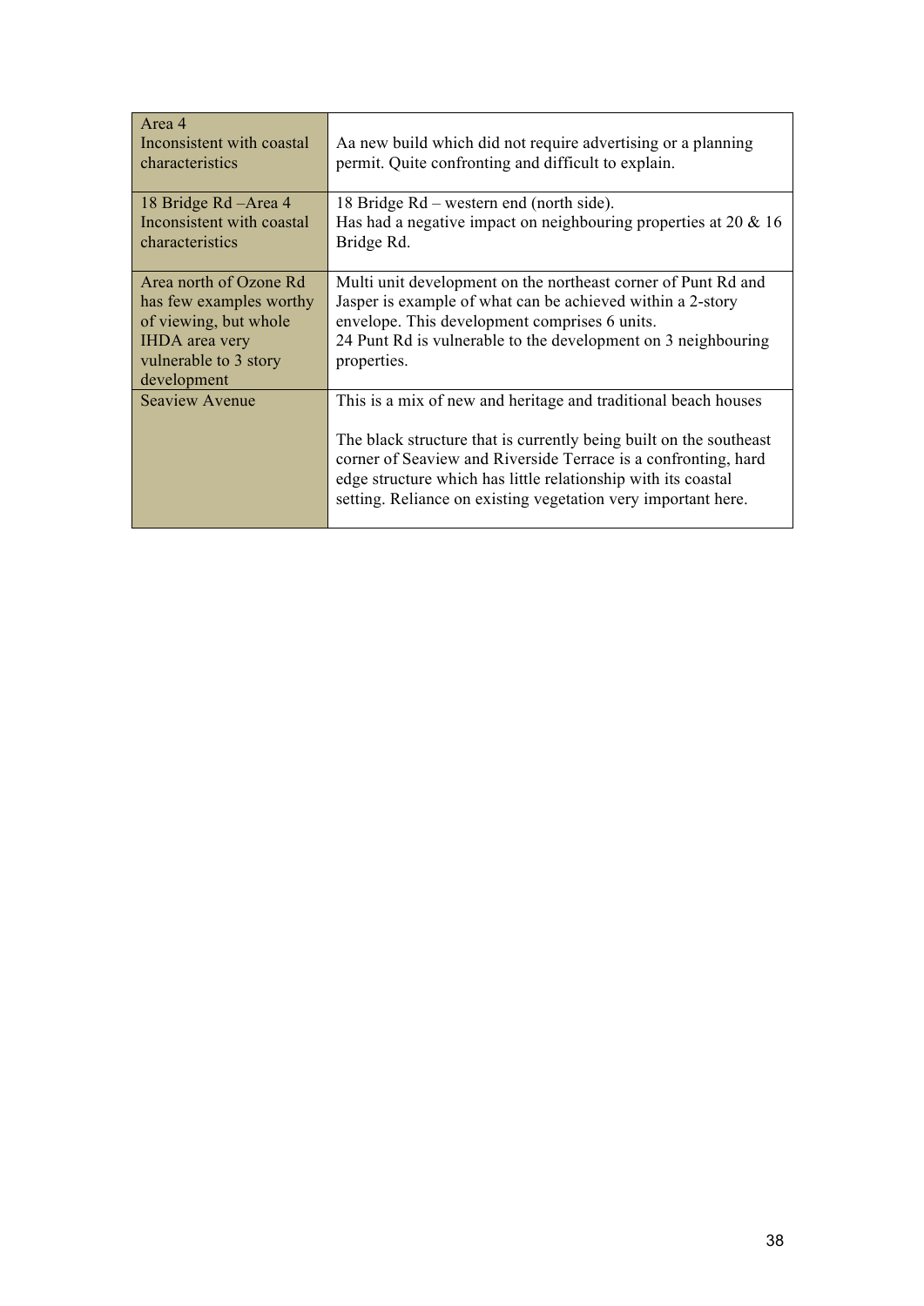| | |
|---|---|
| Area 4<br>Inconsistent with coastal characteristics | Aa new build which did not require advertising or a planning permit. Quite confronting and difficult to explain. |
| 18 Bridge Rd –Area 4<br>Inconsistent with coastal characteristics | 18 Bridge Rd – western end (north side).<br>Has had a negative impact on neighbouring properties at 20 & 16 Bridge Rd. |
| Area north of Ozone Rd has few examples worthy of viewing, but whole IHDA area very vulnerable to 3 story development | Multi unit development on the northeast corner of Punt Rd and Jasper is example of what can be achieved within a 2-story envelope. This development comprises 6 units.<br>24 Punt Rd is vulnerable to the development on 3 neighbouring properties. |
| Seaview Avenue | This is a mix of new and heritage and traditional beach houses<br><br>The black structure that is currently being built on the southeast corner of Seaview and Riverside Terrace is a confronting, hard edge structure which has little relationship with its coastal setting. Reliance on existing vegetation very important here. |